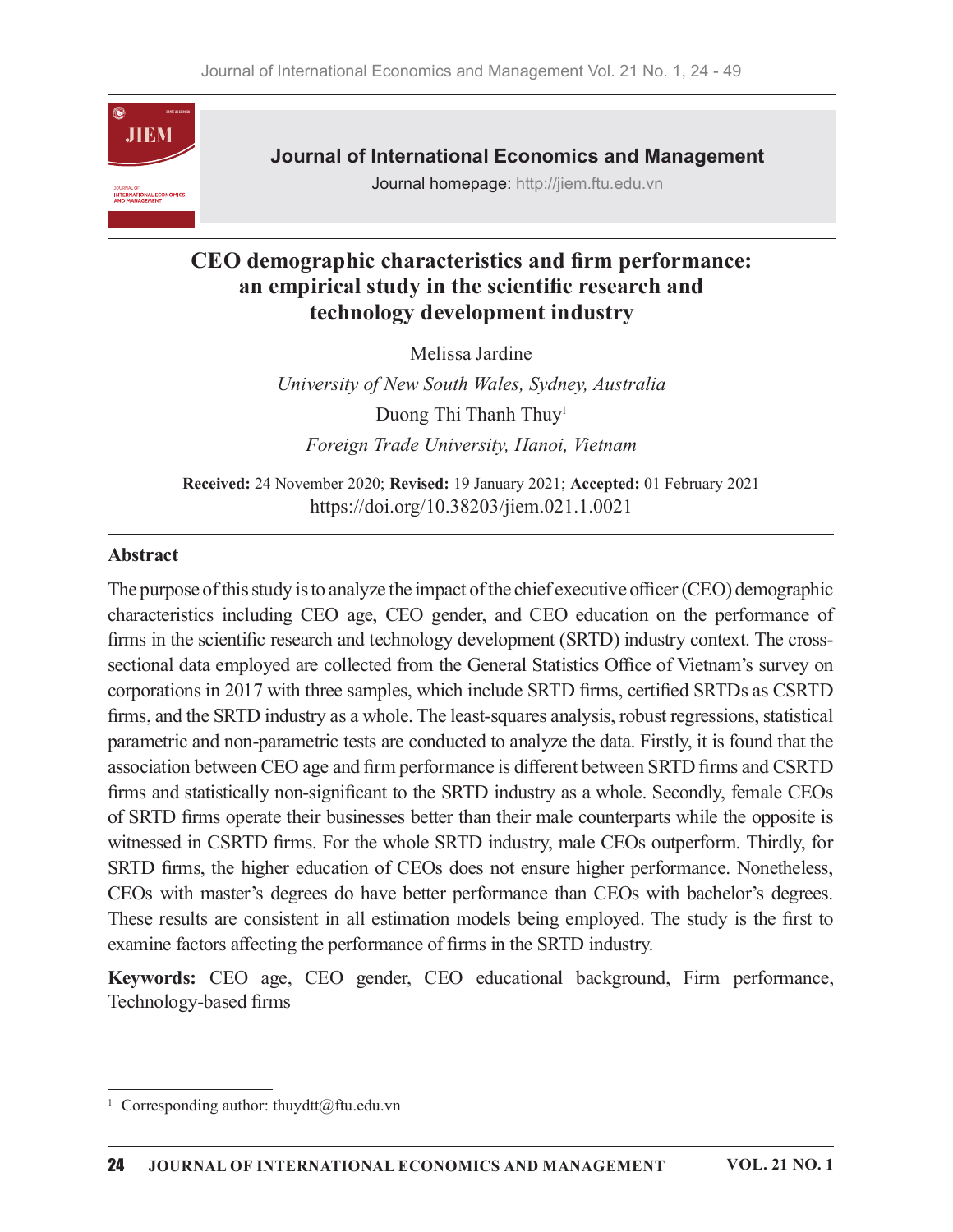# CEO demographic characteristics and firm performance: an empirical study in the scientific research and technology development industry

Melissa Jardine

*University of New South Wales, Sydney, Australia*

Duong Thi Thanh Thuy[1]

*Foreign Trade University, Hanoi, Vietnam*

**Received:** 24 November 2020; **Revised:** 19 January 2021; **Accepted:** 01 February 2021

https://doi.org/10.38203/jiem.021.1.0021

## Abstract

The purpose of this study is to analyze the impact of the chief executive officer (CEO) demographic characteristics including CEO age, CEO gender, and CEO education on the performance of firms in the scientific research and technology development (SRTD) industry context. The cross-sectional data employed are collected from the General Statistics Office of Vietnam's survey on corporations in 2017 with three samples, which include SRTD firms, certified SRTDs as CSRTD firms, and the SRTD industry as a whole. The least-squares analysis, robust regressions, statistical parametric and non-parametric tests are conducted to analyze the data. Firstly, it is found that the association between CEO age and firm performance is different between SRTD firms and CSRTD firms and statistically non-significant to the SRTD industry as a whole. Secondly, female CEOs of SRTD firms operate their businesses better than their male counterparts while the opposite is witnessed in CSRTD firms. For the whole SRTD industry, male CEOs outperform. Thirdly, for SRTD firms, the higher education of CEOs does not ensure higher performance. Nonetheless, CEOs with master's degrees do have better performance than CEOs with bachelor's degrees. These results are consistent in all estimation models being employed. The study is the first to examine factors affecting the performance of firms in the SRTD industry.

**Keywords:** CEO age, CEO gender, CEO educational background, Firm performance, Technology-based firms

---

[1] Corresponding author: thuydtt@ftu.edu.vn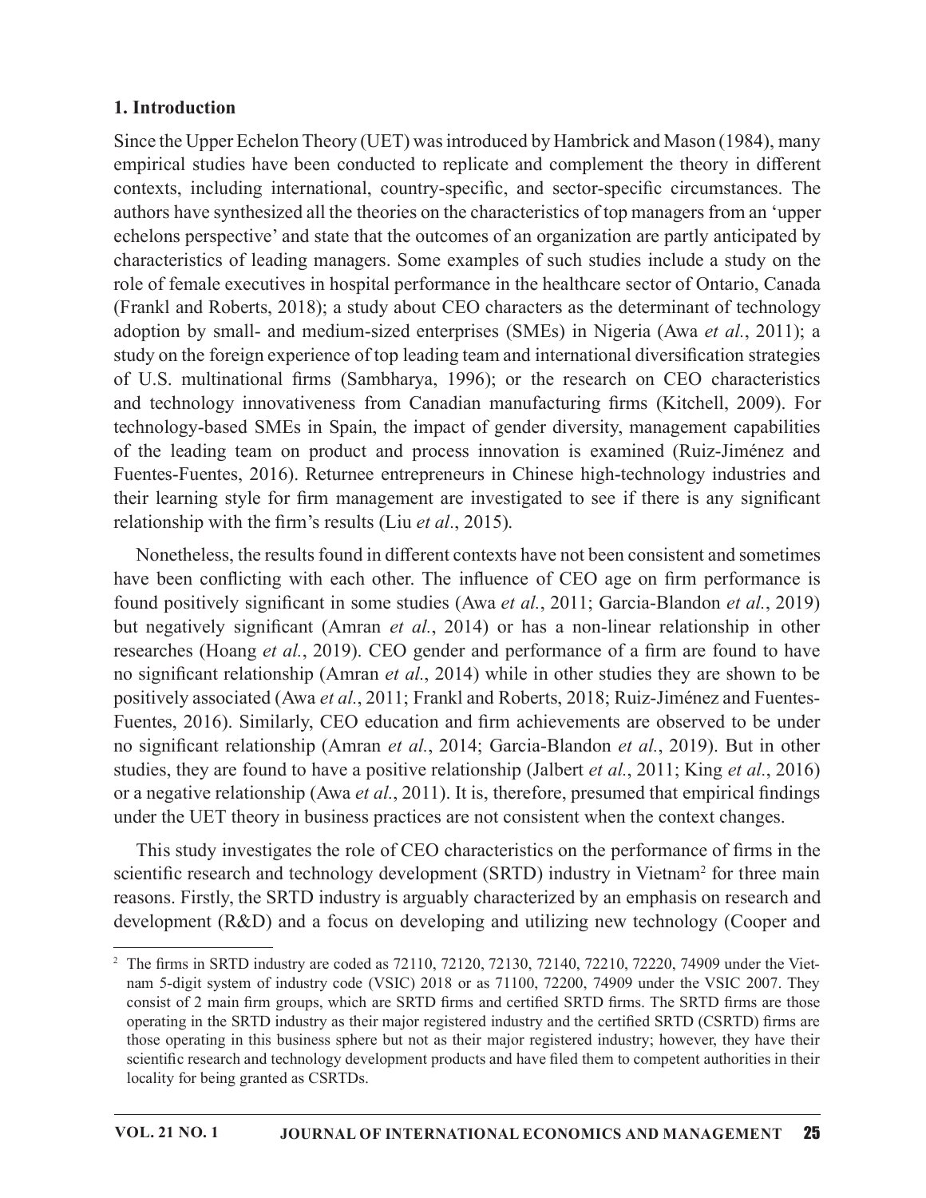## 1. Introduction

Since the Upper Echelon Theory (UET) was introduced by Hambrick and Mason (1984), many empirical studies have been conducted to replicate and complement the theory in different contexts, including international, country-specific, and sector-specific circumstances. The authors have synthesized all the theories on the characteristics of top managers from an 'upper echelons perspective' and state that the outcomes of an organization are partly anticipated by characteristics of leading managers. Some examples of such studies include a study on the role of female executives in hospital performance in the healthcare sector of Ontario, Canada (Frankl and Roberts, 2018); a study about CEO characters as the determinant of technology adoption by small- and medium-sized enterprises (SMEs) in Nigeria (Awa *et al.*, 2011); a study on the foreign experience of top leading team and international diversification strategies of U.S. multinational firms (Sambharya, 1996); or the research on CEO characteristics and technology innovativeness from Canadian manufacturing firms (Kitchell, 2009). For technology-based SMEs in Spain, the impact of gender diversity, management capabilities of the leading team on product and process innovation is examined (Ruiz-Jiménez and Fuentes-Fuentes, 2016). Returnee entrepreneurs in Chinese high-technology industries and their learning style for firm management are investigated to see if there is any significant relationship with the firm's results (Liu *et al.*, 2015).

Nonetheless, the results found in different contexts have not been consistent and sometimes have been conflicting with each other. The influence of CEO age on firm performance is found positively significant in some studies (Awa *et al.*, 2011; Garcia-Blandon *et al.*, 2019) but negatively significant (Amran *et al.*, 2014) or has a non-linear relationship in other researches (Hoang *et al.*, 2019). CEO gender and performance of a firm are found to have no significant relationship (Amran *et al.*, 2014) while in other studies they are shown to be positively associated (Awa *et al.*, 2011; Frankl and Roberts, 2018; Ruiz-Jiménez and Fuentes-Fuentes, 2016). Similarly, CEO education and firm achievements are observed to be under no significant relationship (Amran *et al.*, 2014; Garcia-Blandon *et al.*, 2019). But in other studies, they are found to have a positive relationship (Jalbert *et al.*, 2011; King *et al.*, 2016) or a negative relationship (Awa *et al.*, 2011). It is, therefore, presumed that empirical findings under the UET theory in business practices are not consistent when the context changes.

This study investigates the role of CEO characteristics on the performance of firms in the scientific research and technology development (SRTD) industry in Vietnam[2] for three main reasons. Firstly, the SRTD industry is arguably characterized by an emphasis on research and development (R&D) and a focus on developing and utilizing new technology (Cooper and

[2] The firms in SRTD industry are coded as 72110, 72120, 72130, 72140, 72210, 72220, 74909 under the Vietnam 5-digit system of industry code (VSIC) 2018 or as 71100, 72200, 74909 under the VSIC 2007. They consist of 2 main firm groups, which are SRTD firms and certified SRTD firms. The SRTD firms are those operating in the SRTD industry as their major registered industry and the certified SRTD (CSRTD) firms are those operating in this business sphere but not as their major registered industry; however, they have their scientific research and technology development products and have filed them to competent authorities in their locality for being granted as CSRTDs.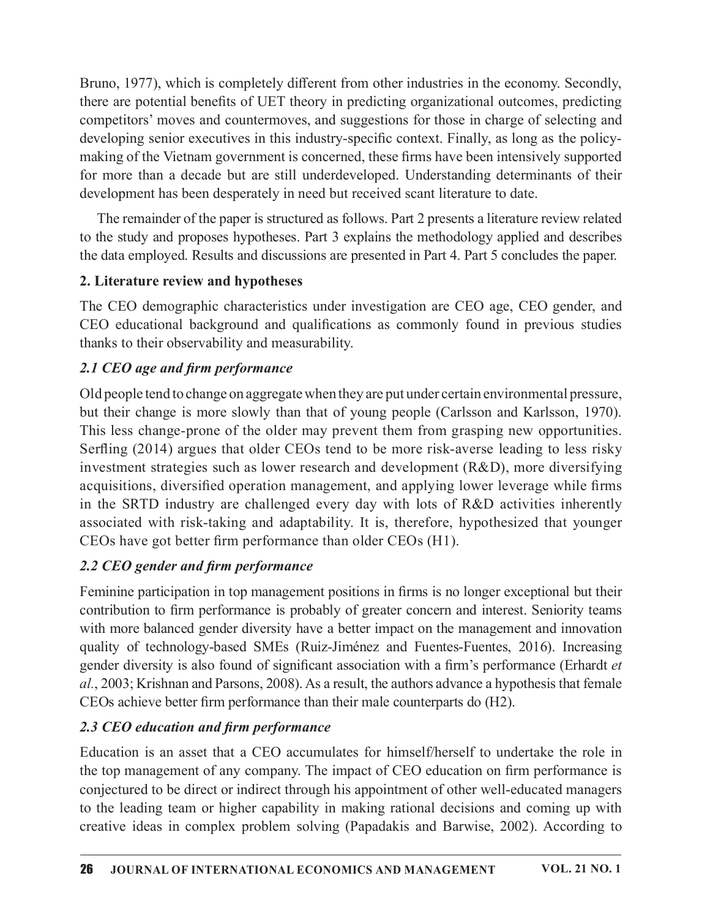Bruno, 1977), which is completely different from other industries in the economy. Secondly, there are potential benefits of UET theory in predicting organizational outcomes, predicting competitors' moves and countermoves, and suggestions for those in charge of selecting and developing senior executives in this industry-specific context. Finally, as long as the policy-making of the Vietnam government is concerned, these firms have been intensively supported for more than a decade but are still underdeveloped. Understanding determinants of their development has been desperately in need but received scant literature to date.

The remainder of the paper is structured as follows. Part 2 presents a literature review related to the study and proposes hypotheses. Part 3 explains the methodology applied and describes the data employed. Results and discussions are presented in Part 4. Part 5 concludes the paper.

## 2. Literature review and hypotheses

The CEO demographic characteristics under investigation are CEO age, CEO gender, and CEO educational background and qualifications as commonly found in previous studies thanks to their observability and measurability.

### *2.1 CEO age and firm performance*

Old people tend to change on aggregate when they are put under certain environmental pressure, but their change is more slowly than that of young people (Carlsson and Karlsson, 1970). This less change-prone of the older may prevent them from grasping new opportunities. Serfling (2014) argues that older CEOs tend to be more risk-averse leading to less risky investment strategies such as lower research and development (R&D), more diversifying acquisitions, diversified operation management, and applying lower leverage while firms in the SRTD industry are challenged every day with lots of R&D activities inherently associated with risk-taking and adaptability. It is, therefore, hypothesized that younger CEOs have got better firm performance than older CEOs (H1).

### *2.2 CEO gender and firm performance*

Feminine participation in top management positions in firms is no longer exceptional but their contribution to firm performance is probably of greater concern and interest. Seniority teams with more balanced gender diversity have a better impact on the management and innovation quality of technology-based SMEs (Ruiz-Jiménez and Fuentes-Fuentes, 2016). Increasing gender diversity is also found of significant association with a firm's performance (Erhardt *et al.*, 2003; Krishnan and Parsons, 2008). As a result, the authors advance a hypothesis that female CEOs achieve better firm performance than their male counterparts do (H2).

### *2.3 CEO education and firm performance*

Education is an asset that a CEO accumulates for himself/herself to undertake the role in the top management of any company. The impact of CEO education on firm performance is conjectured to be direct or indirect through his appointment of other well-educated managers to the leading team or higher capability in making rational decisions and coming up with creative ideas in complex problem solving (Papadakis and Barwise, 2002). According to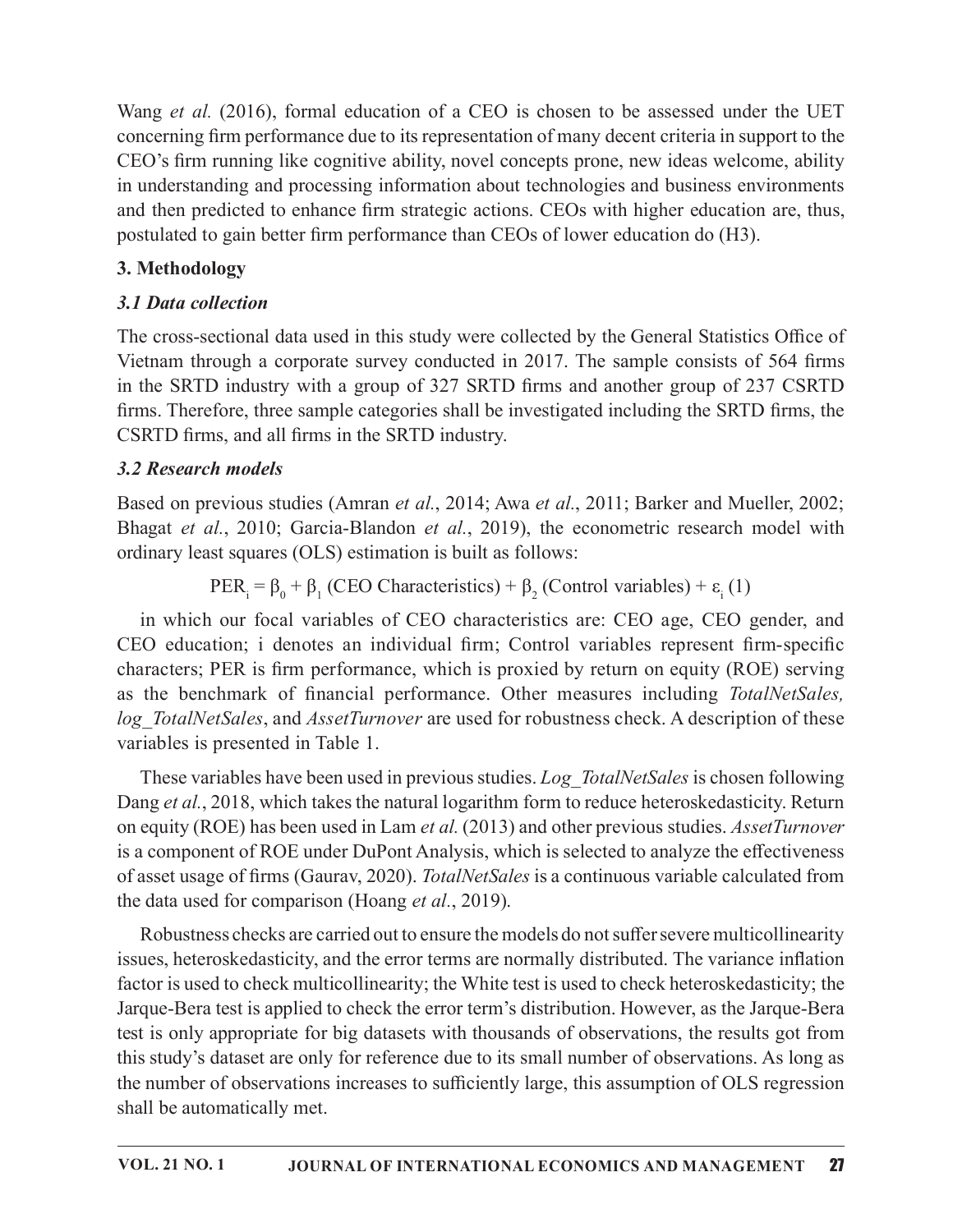Wang *et al.* (2016), formal education of a CEO is chosen to be assessed under the UET concerning firm performance due to its representation of many decent criteria in support to the CEO's firm running like cognitive ability, novel concepts prone, new ideas welcome, ability in understanding and processing information about technologies and business environments and then predicted to enhance firm strategic actions. CEOs with higher education are, thus, postulated to gain better firm performance than CEOs of lower education do (H3).

## 3. Methodology

### *3.1 Data collection*

The cross-sectional data used in this study were collected by the General Statistics Office of Vietnam through a corporate survey conducted in 2017. The sample consists of 564 firms in the SRTD industry with a group of 327 SRTD firms and another group of 237 CSRTD firms. Therefore, three sample categories shall be investigated including the SRTD firms, the CSRTD firms, and all firms in the SRTD industry.

### *3.2 Research models*

Based on previous studies (Amran *et al.*, 2014; Awa *et al.*, 2011; Barker and Mueller, 2002; Bhagat *et al.*, 2010; Garcia-Blandon *et al.*, 2019), the econometric research model with ordinary least squares (OLS) estimation is built as follows:

$$PER_i = \beta_0 + \beta_1 \text{ (CEO Characteristics)} + \beta_2 \text{ (Control variables)} + \varepsilon_i \quad (1)$$

in which our focal variables of CEO characteristics are: CEO age, CEO gender, and CEO education; i denotes an individual firm; Control variables represent firm-specific characters; PER is firm performance, which is proxied by return on equity (ROE) serving as the benchmark of financial performance. Other measures including *TotalNetSales, log_TotalNetSales*, and *AssetTurnover* are used for robustness check. A description of these variables is presented in Table 1.

These variables have been used in previous studies. *Log_TotalNetSales* is chosen following Dang *et al.*, 2018, which takes the natural logarithm form to reduce heteroskedasticity. Return on equity (ROE) has been used in Lam *et al.* (2013) and other previous studies. *AssetTurnover* is a component of ROE under DuPont Analysis, which is selected to analyze the effectiveness of asset usage of firms (Gaurav, 2020). *TotalNetSales* is a continuous variable calculated from the data used for comparison (Hoang *et al.*, 2019).

Robustness checks are carried out to ensure the models do not suffer severe multicollinearity issues, heteroskedasticity, and the error terms are normally distributed. The variance inflation factor is used to check multicollinearity; the White test is used to check heteroskedasticity; the Jarque-Bera test is applied to check the error term's distribution. However, as the Jarque-Bera test is only appropriate for big datasets with thousands of observations, the results got from this study's dataset are only for reference due to its small number of observations. As long as the number of observations increases to sufficiently large, this assumption of OLS regression shall be automatically met.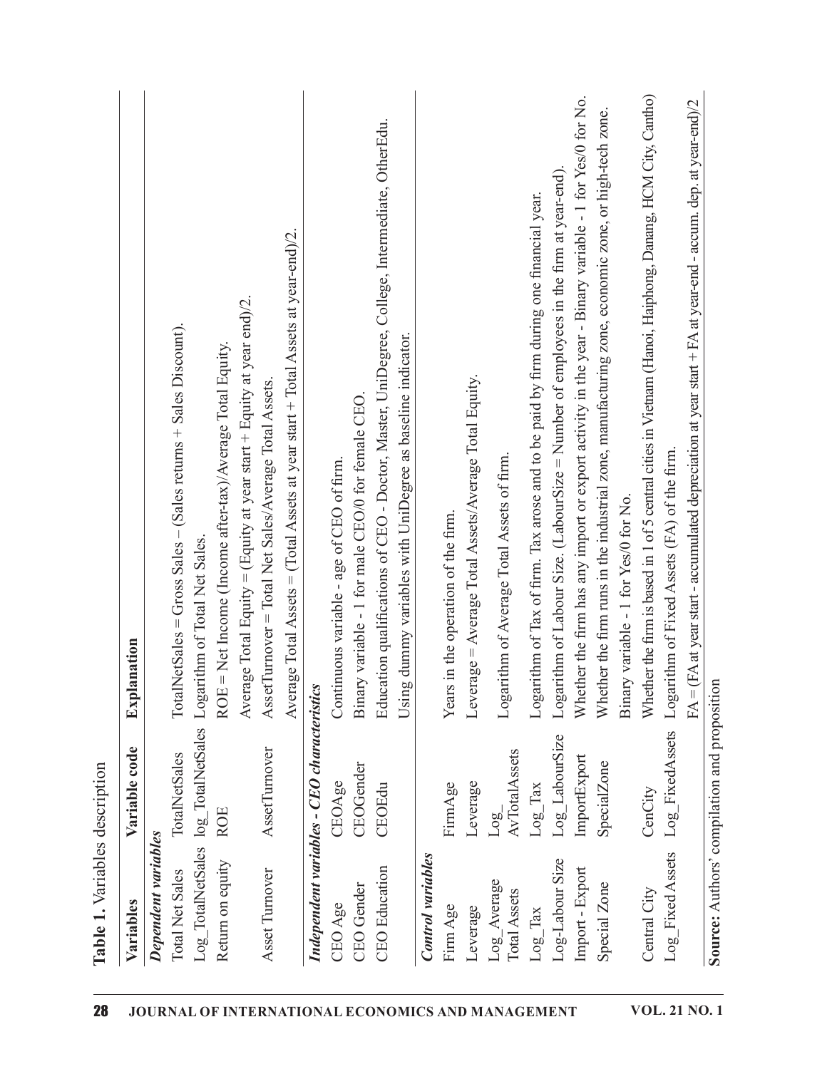**Table 1.** Variables description

| Variables | Variable code | Explanation |
|---|---|---|
| ***Dependent variables*** | | |
| Total Net Sales | TotalNetSales | TotalNetSales = Gross Sales – (Sales returns + Sales Discount). |
| Log_TotalNetSales | log_TotalNetSales | Logarithm of Total Net Sales. |
| Return on equity | ROE | ROE = Net Income (Income after-tax)/Average Total Equity. Average Total Equity = (Equity at year start + Equity at year end)/2. |
| Asset Turnover | AssetTurnover | AssetTurnover = Total Net Sales/Average Total Assets. Average Total Assets = (Total Assets at year start + Total Assets at year-end)/2. |
| ***Independent variables - CEO characteristics*** | | |
| CEO Age | CEOAge | Continuous variable - age of CEO of firm. |
| CEO Gender | CEOGender | Binary variable - 1 for male CEO/0 for female CEO. |
| CEO Education | CEOEdu | Education qualifications of CEO - Doctor, Master, UniDegree, College, Intermediate, OtherEdu. Using dummy variables with UniDegree as baseline indicator. |
| ***Control variables*** | | |
| Firm Age | FirmAge | Years in the operation of the firm. |
| Leverage | Leverage | Leverage = Average Total Assets/Average Total Equity. |
| Log_Average Total Assets | Log_AvTotalAssets | Logarithm of Average Total Assets of firm. |
| Log_Tax | Log_Tax | Logarithm of Tax of firm. Tax arose and to be paid by firm during one financial year. |
| Log-Labour Size | Log_LabourSize | Logarithm of Labour Size. (LabourSize = Number of employees in the firm at year-end). |
| Import - Export | ImportExport | Whether the firm has any import or export activity in the year - Binary variable - 1 for Yes/0 for No. |
| Special Zone | SpecialZone | Whether the firm runs in the industrial zone, manufacturing zone, economic zone, or high-tech zone. Binary variable - 1 for Yes/0 for No. |
| Central City | CenCity | Whether the firm is based in 1 of 5 central cities in Vietnam (Hanoi, Haiphong, Danang, HCM City, Cantho) |
| Log_Fixed Assets | Log_FixedAssets | Logarithm of Fixed Assets (FA) of the firm. FA = (FA at year start - accumulated depreciation at year start + FA at year-end - accum. dep. at year-end)/2 |

**Source:** Authors' compilation and proposition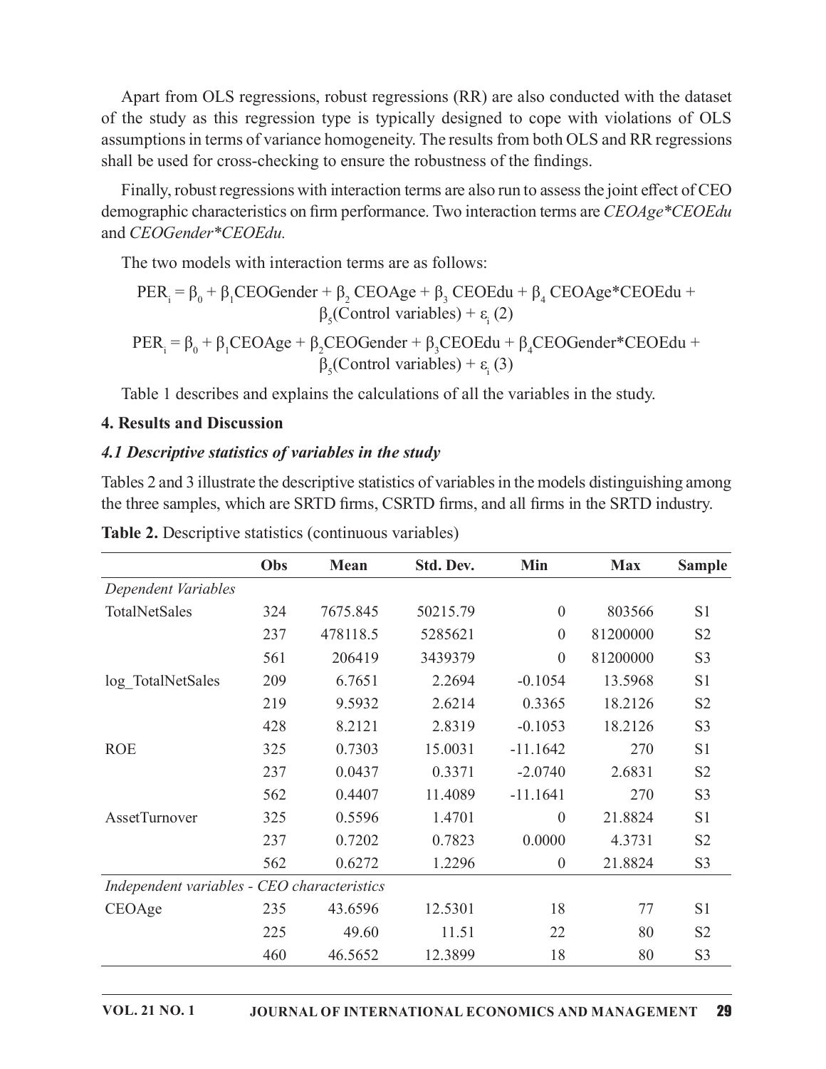Apart from OLS regressions, robust regressions (RR) are also conducted with the dataset of the study as this regression type is typically designed to cope with violations of OLS assumptions in terms of variance homogeneity. The results from both OLS and RR regressions shall be used for cross-checking to ensure the robustness of the findings.

Finally, robust regressions with interaction terms are also run to assess the joint effect of CEO demographic characteristics on firm performance. Two interaction terms are *CEOAge*CEOEdu* and *CEOGender*CEOEdu.*

The two models with interaction terms are as follows:

$$PER_i = \beta_0 + \beta_1 CEOGender + \beta_2 \, CEOAge + \beta_3 \, CEOEdu + \beta_4 \, CEOAge*CEOEdu + \beta_5(\text{Control variables}) + \varepsilon_i \quad (2)$$

$$PER_i = \beta_0 + \beta_1 CEOAge + \beta_2 CEOGender + \beta_3 CEOEdu + \beta_4 CEOGender*CEOEdu + \beta_5(\text{Control variables}) + \varepsilon_i \quad (3)$$

Table 1 describes and explains the calculations of all the variables in the study.

## 4. Results and Discussion

### *4.1 Descriptive statistics of variables in the study*

Tables 2 and 3 illustrate the descriptive statistics of variables in the models distinguishing among the three samples, which are SRTD firms, CSRTD firms, and all firms in the SRTD industry.

**Table 2.** Descriptive statistics (continuous variables)

| | Obs | Mean | Std. Dev. | Min | Max | Sample |
|---|---|---|---|---|---|---|
| *Dependent Variables* | | | | | | |
| TotalNetSales | 324 | 7675.845 | 50215.79 | 0 | 803566 | S1 |
| | 237 | 478118.5 | 5285621 | 0 | 81200000 | S2 |
| | 561 | 206419 | 3439379 | 0 | 81200000 | S3 |
| log_TotalNetSales | 209 | 6.7651 | 2.2694 | -0.1054 | 13.5968 | S1 |
| | 219 | 9.5932 | 2.6214 | 0.3365 | 18.2126 | S2 |
| | 428 | 8.2121 | 2.8319 | -0.1053 | 18.2126 | S3 |
| ROE | 325 | 0.7303 | 15.0031 | -11.1642 | 270 | S1 |
| | 237 | 0.0437 | 0.3371 | -2.0740 | 2.6831 | S2 |
| | 562 | 0.4407 | 11.4089 | -11.1641 | 270 | S3 |
| AssetTurnover | 325 | 0.5596 | 1.4701 | 0 | 21.8824 | S1 |
| | 237 | 0.7202 | 0.7823 | 0.0000 | 4.3731 | S2 |
| | 562 | 0.6272 | 1.2296 | 0 | 21.8824 | S3 |
| *Independent variables - CEO characteristics* | | | | | | |
| CEOAge | 235 | 43.6596 | 12.5301 | 18 | 77 | S1 |
| | 225 | 49.60 | 11.51 | 22 | 80 | S2 |
| | 460 | 46.5652 | 12.3899 | 18 | 80 | S3 |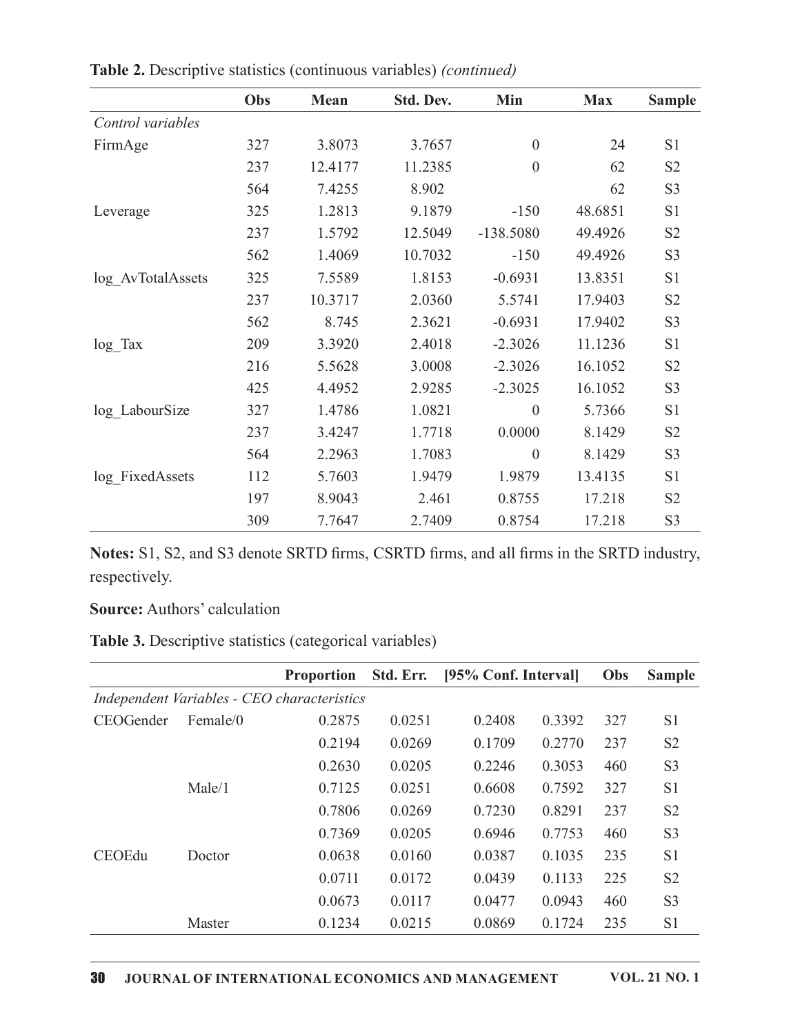**Table 2.** Descriptive statistics (continuous variables) *(continued)*

| | Obs | Mean | Std. Dev. | Min | Max | Sample |
|---|---|---|---|---|---|---|
| *Control variables* | | | | | | |
| FirmAge | 327 | 3.8073 | 3.7657 | 0 | 24 | S1 |
| | 237 | 12.4177 | 11.2385 | 0 | 62 | S2 |
| | 564 | 7.4255 | 8.902 | | 62 | S3 |
| Leverage | 325 | 1.2813 | 9.1879 | -150 | 48.6851 | S1 |
| | 237 | 1.5792 | 12.5049 | -138.5080 | 49.4926 | S2 |
| | 562 | 1.4069 | 10.7032 | -150 | 49.4926 | S3 |
| log_AvTotalAssets | 325 | 7.5589 | 1.8153 | -0.6931 | 13.8351 | S1 |
| | 237 | 10.3717 | 2.0360 | 5.5741 | 17.9403 | S2 |
| | 562 | 8.745 | 2.3621 | -0.6931 | 17.9402 | S3 |
| log_Tax | 209 | 3.3920 | 2.4018 | -2.3026 | 11.1236 | S1 |
| | 216 | 5.5628 | 3.0008 | -2.3026 | 16.1052 | S2 |
| | 425 | 4.4952 | 2.9285 | -2.3025 | 16.1052 | S3 |
| log_LabourSize | 327 | 1.4786 | 1.0821 | 0 | 5.7366 | S1 |
| | 237 | 3.4247 | 1.7718 | 0.0000 | 8.1429 | S2 |
| | 564 | 2.2963 | 1.7083 | 0 | 8.1429 | S3 |
| log_FixedAssets | 112 | 5.7603 | 1.9479 | 1.9879 | 13.4135 | S1 |
| | 197 | 8.9043 | 2.461 | 0.8755 | 17.218 | S2 |
| | 309 | 7.7647 | 2.7409 | 0.8754 | 17.218 | S3 |

**Notes:** S1, S2, and S3 denote SRTD firms, CSRTD firms, and all firms in the SRTD industry, respectively.

**Source:** Authors' calculation

**Table 3.** Descriptive statistics (categorical variables)

| | | Proportion | Std. Err. | [95% Conf. Interval] | | Obs | Sample |
|---|---|---|---|---|---|---|---|
| *Independent Variables - CEO characteristics* | | | | | | | |
| CEOGender | Female/0 | 0.2875 | 0.0251 | 0.2408 | 0.3392 | 327 | S1 |
| | | 0.2194 | 0.0269 | 0.1709 | 0.2770 | 237 | S2 |
| | | 0.2630 | 0.0205 | 0.2246 | 0.3053 | 460 | S3 |
| | Male/1 | 0.7125 | 0.0251 | 0.6608 | 0.7592 | 327 | S1 |
| | | 0.7806 | 0.0269 | 0.7230 | 0.8291 | 237 | S2 |
| | | 0.7369 | 0.0205 | 0.6946 | 0.7753 | 460 | S3 |
| CEOEdu | Doctor | 0.0638 | 0.0160 | 0.0387 | 0.1035 | 235 | S1 |
| | | 0.0711 | 0.0172 | 0.0439 | 0.1133 | 225 | S2 |
| | | 0.0673 | 0.0117 | 0.0477 | 0.0943 | 460 | S3 |
| | Master | 0.1234 | 0.0215 | 0.0869 | 0.1724 | 235 | S1 |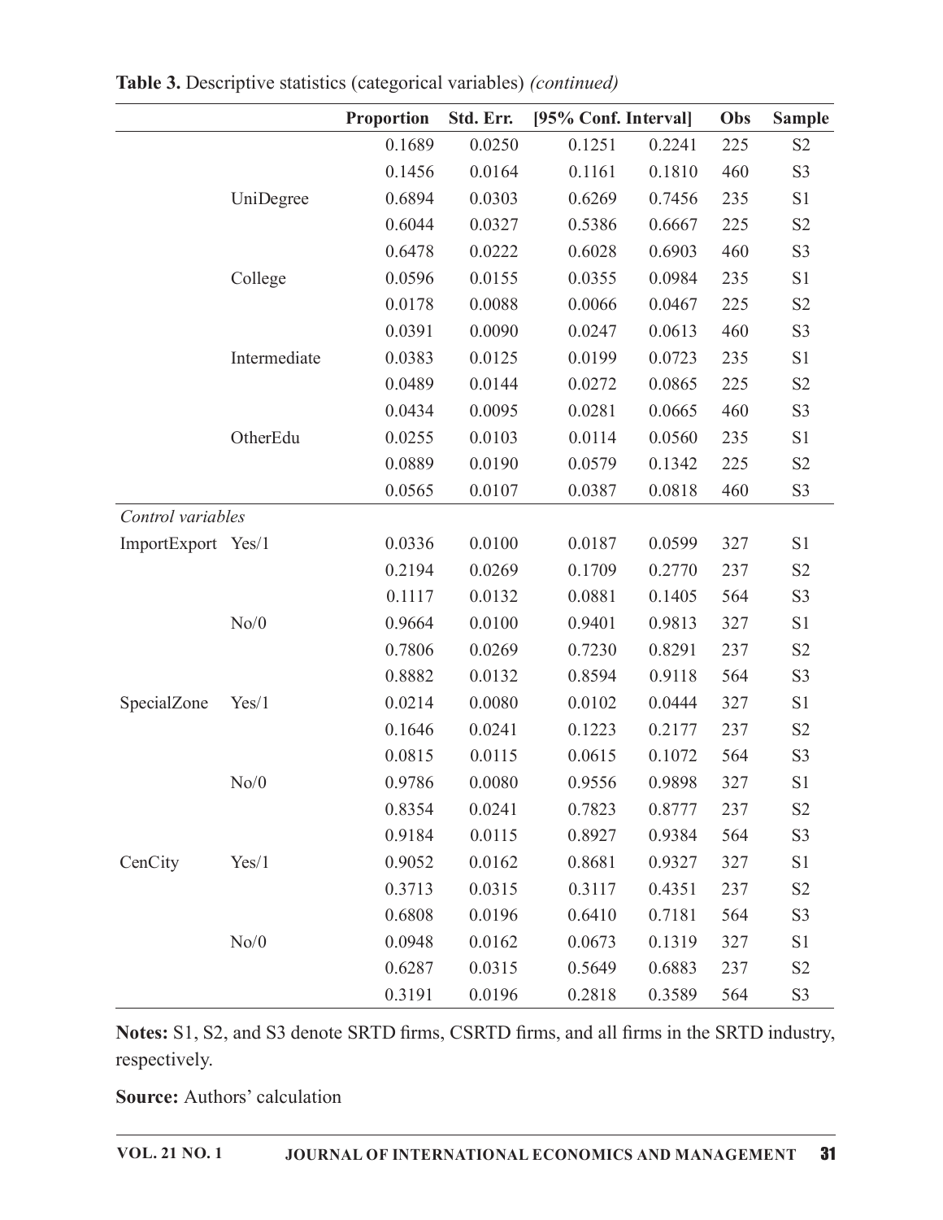**Table 3.** Descriptive statistics (categorical variables) *(continued)*

| | | Proportion | Std. Err. | [95% Conf. Interval] | | Obs | Sample |
|---|---|---|---|---|---|---|---|
| | | 0.1689 | 0.0250 | 0.1251 | 0.2241 | 225 | S2 |
| | | 0.1456 | 0.0164 | 0.1161 | 0.1810 | 460 | S3 |
| | UniDegree | 0.6894 | 0.0303 | 0.6269 | 0.7456 | 235 | S1 |
| | | 0.6044 | 0.0327 | 0.5386 | 0.6667 | 225 | S2 |
| | | 0.6478 | 0.0222 | 0.6028 | 0.6903 | 460 | S3 |
| | College | 0.0596 | 0.0155 | 0.0355 | 0.0984 | 235 | S1 |
| | | 0.0178 | 0.0088 | 0.0066 | 0.0467 | 225 | S2 |
| | | 0.0391 | 0.0090 | 0.0247 | 0.0613 | 460 | S3 |
| | Intermediate | 0.0383 | 0.0125 | 0.0199 | 0.0723 | 235 | S1 |
| | | 0.0489 | 0.0144 | 0.0272 | 0.0865 | 225 | S2 |
| | | 0.0434 | 0.0095 | 0.0281 | 0.0665 | 460 | S3 |
| | OtherEdu | 0.0255 | 0.0103 | 0.0114 | 0.0560 | 235 | S1 |
| | | 0.0889 | 0.0190 | 0.0579 | 0.1342 | 225 | S2 |
| | | 0.0565 | 0.0107 | 0.0387 | 0.0818 | 460 | S3 |
| *Control variables* | | | | | | | |
| ImportExport | Yes/1 | 0.0336 | 0.0100 | 0.0187 | 0.0599 | 327 | S1 |
| | | 0.2194 | 0.0269 | 0.1709 | 0.2770 | 237 | S2 |
| | | 0.1117 | 0.0132 | 0.0881 | 0.1405 | 564 | S3 |
| | No/0 | 0.9664 | 0.0100 | 0.9401 | 0.9813 | 327 | S1 |
| | | 0.7806 | 0.0269 | 0.7230 | 0.8291 | 237 | S2 |
| | | 0.8882 | 0.0132 | 0.8594 | 0.9118 | 564 | S3 |
| SpecialZone | Yes/1 | 0.0214 | 0.0080 | 0.0102 | 0.0444 | 327 | S1 |
| | | 0.1646 | 0.0241 | 0.1223 | 0.2177 | 237 | S2 |
| | | 0.0815 | 0.0115 | 0.0615 | 0.1072 | 564 | S3 |
| | No/0 | 0.9786 | 0.0080 | 0.9556 | 0.9898 | 327 | S1 |
| | | 0.8354 | 0.0241 | 0.7823 | 0.8777 | 237 | S2 |
| | | 0.9184 | 0.0115 | 0.8927 | 0.9384 | 564 | S3 |
| CenCity | Yes/1 | 0.9052 | 0.0162 | 0.8681 | 0.9327 | 327 | S1 |
| | | 0.3713 | 0.0315 | 0.3117 | 0.4351 | 237 | S2 |
| | | 0.6808 | 0.0196 | 0.6410 | 0.7181 | 564 | S3 |
| | No/0 | 0.0948 | 0.0162 | 0.0673 | 0.1319 | 327 | S1 |
| | | 0.6287 | 0.0315 | 0.5649 | 0.6883 | 237 | S2 |
| | | 0.3191 | 0.0196 | 0.2818 | 0.3589 | 564 | S3 |

**Notes:** S1, S2, and S3 denote SRTD firms, CSRTD firms, and all firms in the SRTD industry, respectively.

**Source:** Authors' calculation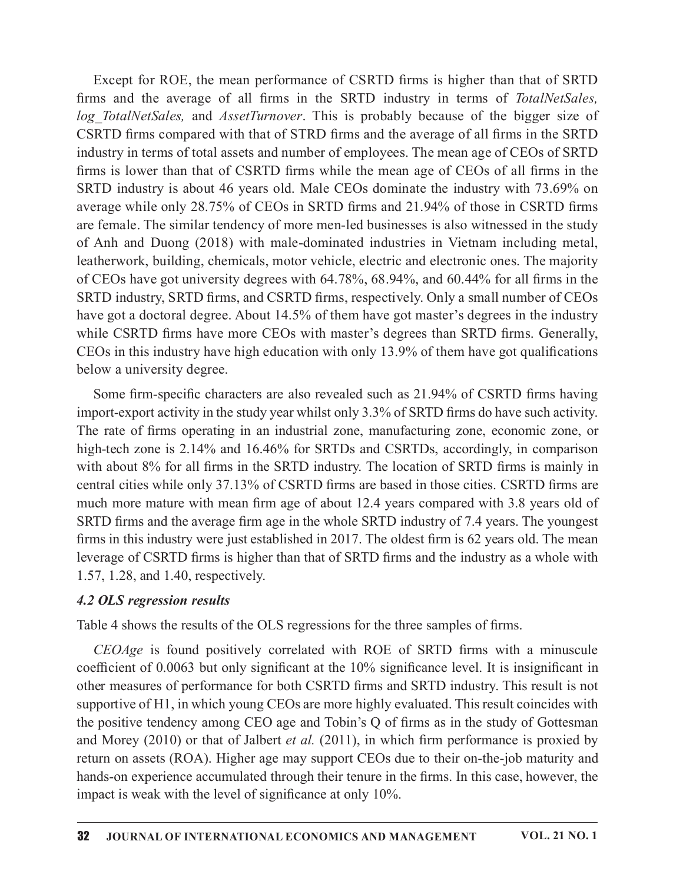Except for ROE, the mean performance of CSRTD firms is higher than that of SRTD firms and the average of all firms in the SRTD industry in terms of *TotalNetSales, log_TotalNetSales,* and *AssetTurnover*. This is probably because of the bigger size of CSRTD firms compared with that of STRD firms and the average of all firms in the SRTD industry in terms of total assets and number of employees. The mean age of CEOs of SRTD firms is lower than that of CSRTD firms while the mean age of CEOs of all firms in the SRTD industry is about 46 years old. Male CEOs dominate the industry with 73.69% on average while only 28.75% of CEOs in SRTD firms and 21.94% of those in CSRTD firms are female. The similar tendency of more men-led businesses is also witnessed in the study of Anh and Duong (2018) with male-dominated industries in Vietnam including metal, leatherwork, building, chemicals, motor vehicle, electric and electronic ones. The majority of CEOs have got university degrees with 64.78%, 68.94%, and 60.44% for all firms in the SRTD industry, SRTD firms, and CSRTD firms, respectively. Only a small number of CEOs have got a doctoral degree. About 14.5% of them have got master's degrees in the industry while CSRTD firms have more CEOs with master's degrees than SRTD firms. Generally, CEOs in this industry have high education with only 13.9% of them have got qualifications below a university degree.

Some firm-specific characters are also revealed such as 21.94% of CSRTD firms having import-export activity in the study year whilst only 3.3% of SRTD firms do have such activity. The rate of firms operating in an industrial zone, manufacturing zone, economic zone, or high-tech zone is 2.14% and 16.46% for SRTDs and CSRTDs, accordingly, in comparison with about 8% for all firms in the SRTD industry. The location of SRTD firms is mainly in central cities while only 37.13% of CSRTD firms are based in those cities. CSRTD firms are much more mature with mean firm age of about 12.4 years compared with 3.8 years old of SRTD firms and the average firm age in the whole SRTD industry of 7.4 years. The youngest firms in this industry were just established in 2017. The oldest firm is 62 years old. The mean leverage of CSRTD firms is higher than that of SRTD firms and the industry as a whole with 1.57, 1.28, and 1.40, respectively.

### *4.2 OLS regression results*

Table 4 shows the results of the OLS regressions for the three samples of firms.

*CEOAge* is found positively correlated with ROE of SRTD firms with a minuscule coefficient of 0.0063 but only significant at the 10% significance level. It is insignificant in other measures of performance for both CSRTD firms and SRTD industry. This result is not supportive of H1, in which young CEOs are more highly evaluated. This result coincides with the positive tendency among CEO age and Tobin's Q of firms as in the study of Gottesman and Morey (2010) or that of Jalbert *et al.* (2011), in which firm performance is proxied by return on assets (ROA). Higher age may support CEOs due to their on-the-job maturity and hands-on experience accumulated through their tenure in the firms. In this case, however, the impact is weak with the level of significance at only 10%.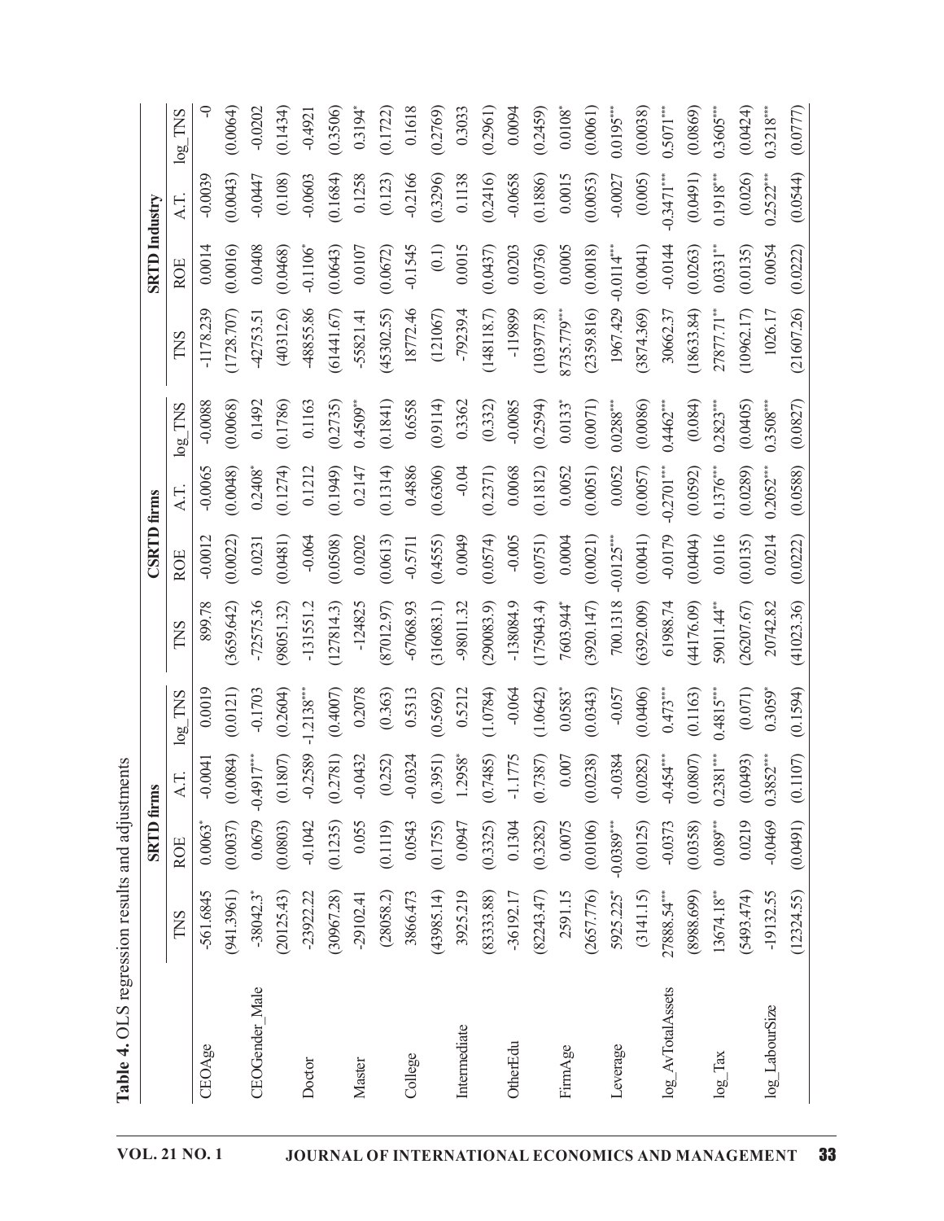**Table 4.** OLS regression results and adjustments

| | SRTD firms | | | | CSRTD firms | | | | SRTD Industry | | | |
|---|---|---|---|---|---|---|---|---|---|---|---|---|
| | TNS | ROE | A.T. | log_TNS | TNS | ROE | A.T. | log_TNS | TNS | ROE | A.T. | log_TNS |
| CEOAge | -561.6845 | 0.0063* | -0.0041 | 0.0019 | 899.78 | -0.0012 | -0.0065 | -0.0088 | -1178.239 | 0.0014 | -0.0039 | -0 |
| | (941.3961) | (0.0037) | (0.0084) | (0.0121) | (3659.642) | (0.0022) | (0.0048) | (0.0068) | (1728.707) | (0.0016) | (0.0043) | (0.0064) |
| CEOGender_Male | -38042.3* | 0.0679 | -0.4917*** | -0.1703 | -72575.36 | 0.0231 | 0.2408* | 0.1492 | -42753.51 | 0.0408 | -0.0447 | -0.0202 |
| | (20125.43) | (0.0803) | (0.1807) | (0.2604) | (98051.32) | (0.0481) | (0.1274) | (0.1786) | (40312.6) | (0.0468) | (0.108) | (0.1434) |
| Doctor | -23922.22 | -0.1042 | -0.2589 | -1.2138*** | -131551.2 | -0.064 | 0.1212 | 0.1163 | -48855.86 | -0.1106* | -0.0603 | -0.4921 |
| | (30967.28) | (0.1235) | (0.2781) | (0.4007) | (127814.3) | (0.0508) | (0.1949) | (0.2735) | (61441.67) | (0.0643) | (0.1684) | (0.3506) |
| Master | -29102.41 | 0.055 | -0.0432 | 0.2078 | -124825 | 0.0202 | 0.2147 | 0.4509** | -55821.41 | 0.0107 | 0.1258 | 0.3194* |
| | (28058.2) | (0.1119) | (0.252) | (0.363) | (87012.97) | (0.0613) | (0.1314) | (0.1841) | (45302.55) | (0.0672) | (0.123) | (0.1722) |
| College | 3866.473 | 0.0543 | -0.0324 | 0.5313 | -67068.93 | -0.5711 | 0.4886 | 0.6558 | 18772.46 | -0.1545 | -0.2166 | 0.1618 |
| | (43985.14) | (0.1755) | (0.3951) | (0.5692) | (316083.1) | (0.4555) | (0.6306) | (0.9114) | (121067) | (0.1) | (0.3296) | (0.2769) |
| Intermediate | 3925.219 | 0.0947 | 1.2958* | 0.5212 | -98011.32 | 0.0049 | -0.04 | 0.3362 | -79239.4 | 0.0015 | 0.1138 | 0.3033 |
| | (83333.88) | (0.3325) | (0.7485) | (1.0784) | (290083.9) | (0.0574) | (0.2371) | (0.332) | (148118.7) | (0.0437) | (0.2416) | (0.2961) |
| OtherEdu | -36192.17 | 0.1304 | -1.1775 | -0.064 | -138084.9 | -0.005 | 0.0068 | -0.0085 | -119899 | 0.0203 | -0.0658 | 0.0094 |
| | (82243.47) | (0.3282) | (0.7387) | (1.0642) | (175043.4) | (0.0751) | (0.1812) | (0.2594) | (103977.8) | (0.0736) | (0.1886) | (0.2459) |
| FirmAge | 2591.15 | 0.0075 | 0.007 | 0.0583* | 7603.944* | 0.0004 | 0.0052 | 0.0133* | 8735.779*** | 0.0005 | 0.0015 | 0.0108* |
| | (2657.776) | (0.0106) | (0.0238) | (0.0343) | (3920.147) | (0.0021) | (0.0051) | (0.0071) | (2359.816) | (0.0018) | (0.0053) | (0.0061) |
| Leverage | 5925.225* | -0.0389*** | -0.0384 | -0.057 | 700.1318 | -0.0125*** | 0.0052 | 0.0288*** | 1967.429 | -0.0114*** | -0.0027 | 0.0195*** |
| | (3141.15) | (0.0125) | (0.0282) | (0.0406) | (6392.009) | (0.0041) | (0.0057) | (0.0086) | (3874.369) | (0.0041) | (0.005) | (0.0038) |
| log_AvTotalAssets | 27888.54*** | -0.0373 | -0.454*** | 0.473*** | 61988.74 | -0.0179 | -0.2701*** | 0.4462*** | 30662.37 | -0.0144 | -0.3471*** | 0.5071*** |
| | (8988.699) | (0.0358) | (0.0807) | (0.1163) | (44176.09) | (0.0404) | (0.0592) | (0.084) | (18633.84) | (0.0263) | (0.0491) | (0.0869) |
| log_Tax | 13674.18** | 0.089*** | 0.2381*** | 0.4815*** | 59011.44** | 0.0116 | 0.1376*** | 0.2823*** | 27877.71** | 0.0331** | 0.1918*** | 0.3605*** |
| | (5493.474) | (0.0219) | (0.0493) | (0.071) | (26207.67) | (0.0135) | (0.0289) | (0.0405) | (10962.17) | (0.0135) | (0.026) | (0.0424) |
| log_LabourSize | -19132.55 | -0.0469 | 0.3852*** | 0.3059* | 20742.82 | 0.0214 | 0.2052*** | 0.3508*** | 1026.17 | 0.0054 | 0.2522*** | 0.3218*** |
| | (12324.55) | (0.0491) | (0.1107) | (0.1594) | (41023.36) | (0.0222) | (0.0588) | (0.0827) | (21607.26) | (0.0222) | (0.0544) | (0.0777) |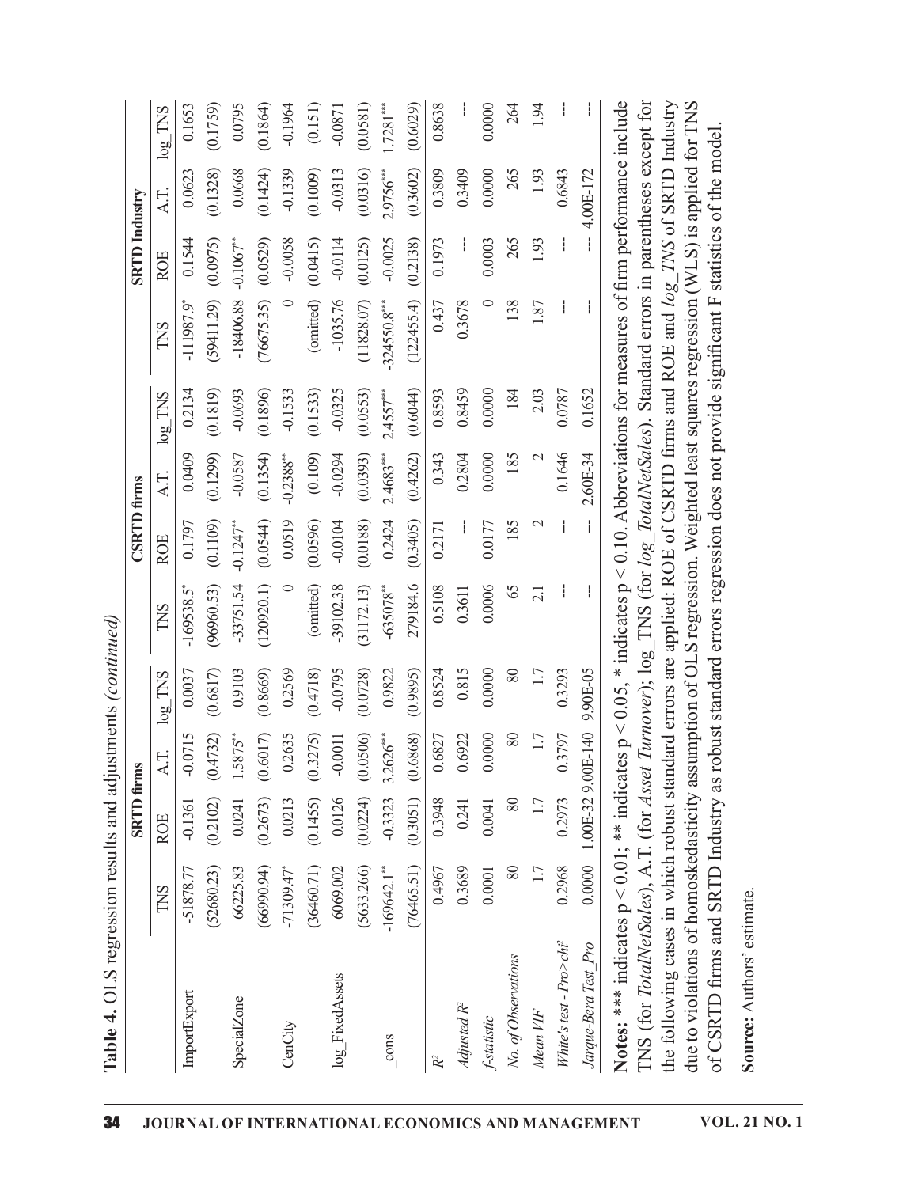**Table 4.** OLS regression results and adjustments *(continued)*

| | SRTD firms | | | | CSRTD firms | | | | SRTD Industry | | | |
|---|---|---|---|---|---|---|---|---|---|---|---|---|
| | TNS | ROE | A.T. | log_TNS | TNS | ROE | A.T. | log_TNS | TNS | ROE | A.T. | log_TNS |
| ImportExport | -51878.77 | -0.1361 | -0.0715 | 0.0037 | -169538.5* | 0.1797 | 0.0409 | 0.2134 | -111987.9* | 0.1544 | 0.0623 | 0.1653 |
| | (52680.23) | (0.2102) | (0.4732) | (0.6817) | (96960.53) | (0.1109) | (0.1299) | (0.1819) | (59411.29) | (0.0975) | (0.1328) | (0.1759) |
| SpecialZone | 66225.83 | 0.0241 | 1.5875** | 0.9103 | -33751.54 | -0.1247** | -0.0587 | -0.0693 | -18406.88 | -0.1067** | 0.0668 | 0.0795 |
| | (66990.94) | (0.2673) | (0.6017) | (0.8669) | (120920.1) | (0.0544) | (0.1354) | (0.1896) | (76675.35) | (0.0529) | (0.1424) | (0.1864) |
| CenCity | -71309.47* | 0.0213 | 0.2635 | 0.2569 | 0 | 0.0519 | -0.2388** | -0.1533 | 0 | -0.0058 | -0.1339 | -0.1964 |
| | (36460.71) | (0.1455) | (0.3275) | (0.4718) | (omitted) | (0.0596) | (0.109) | (0.1533) | (omitted) | (0.0415) | (0.1009) | (0.151) |
| log_FixedAssets | 6069.002 | 0.0126 | -0.0011 | -0.0795 | -39102.38 | -0.0104 | -0.0294 | -0.0325 | -1035.76 | -0.0114 | -0.0313 | -0.0871 |
| | (5633.266) | (0.0224) | (0.0506) | (0.0728) | (31172.13) | (0.0188) | (0.0393) | (0.0553) | (11828.07) | (0.0125) | (0.0316) | (0.0581) |
| _cons | -169642.1** | -0.3323 | 3.2626*** | 0.9822 | -635078** | 0.2424 | 2.4683*** | 2.4557*** | -324550.8*** | -0.0025 | 2.9756*** | 1.7281*** |
| | (76465.51) | (0.3051) | (0.6868) | (0.9895) | 279184.6 | (0.3405) | (0.4262) | (0.6044) | (122455.4) | (0.2138) | (0.3602) | (0.6029) |
| $R^2$ | 0.4967 | 0.3948 | 0.6827 | 0.8524 | 0.5108 | 0.2171 | 0.343 | 0.8593 | 0.437 | 0.1973 | 0.3809 | 0.8638 |
| *Adjusted $R^2$* | 0.3689 | 0.241 | 0.6922 | 0.815 | 0.3611 | --- | 0.2804 | 0.8459 | 0.3678 | --- | 0.3409 | --- |
| *f-statistic* | 0.0001 | 0.0041 | 0.0000 | 0.0000 | 0.0006 | 0.0177 | 0.0000 | 0.0000 | 0 | 0.0003 | 0.0000 | 0.0000 |
| *No. of Observations* | 80 | 80 | 80 | 80 | 65 | 185 | 185 | 184 | 138 | 265 | 265 | 264 |
| *Mean VIF* | 1.7 | 1.7 | 1.7 | 1.7 | 2.1 | 2 | 2 | 2.03 | 1.87 | 1.93 | 1.93 | 1.94 |
| *White's test - Pro>chi²* | 0.2968 | 0.2973 | 0.3797 | 0.3293 | --- | --- | 0.1646 | 0.0787 | --- | --- | 0.6843 | --- |
| *Jarque-Bera Test_Pro* | 0.0000 | 1.00E-32 | 9.00E-140 | 9.90E-05 | --- | --- | 2.60E-34 | 0.1652 | --- | --- | 4.00E-172 | --- |

**Notes:** *** indicates $p < 0.01$; ** indicates $p < 0.05$, * indicates $p < 0.10$. Abbreviations for measures of firm performance include TNS (for *TotalNetSales*), A.T. (for *Asset Turnover*); log_TNS (for *log_TotalNetSales*). Standard errors in parentheses except for the following cases in which robust standard errors are applied: ROE of CSRTD firms and ROE and *log_TNS* of SRTD Industry due to violations of homoskedasticity assumption of OLS regression. Weighted least squares regression (WLS) is applied for TNS of CSRTD firms and SRTD Industry as robust standard errors regression does not provide significant F statistics of the model.

**Source:** Authors' estimate.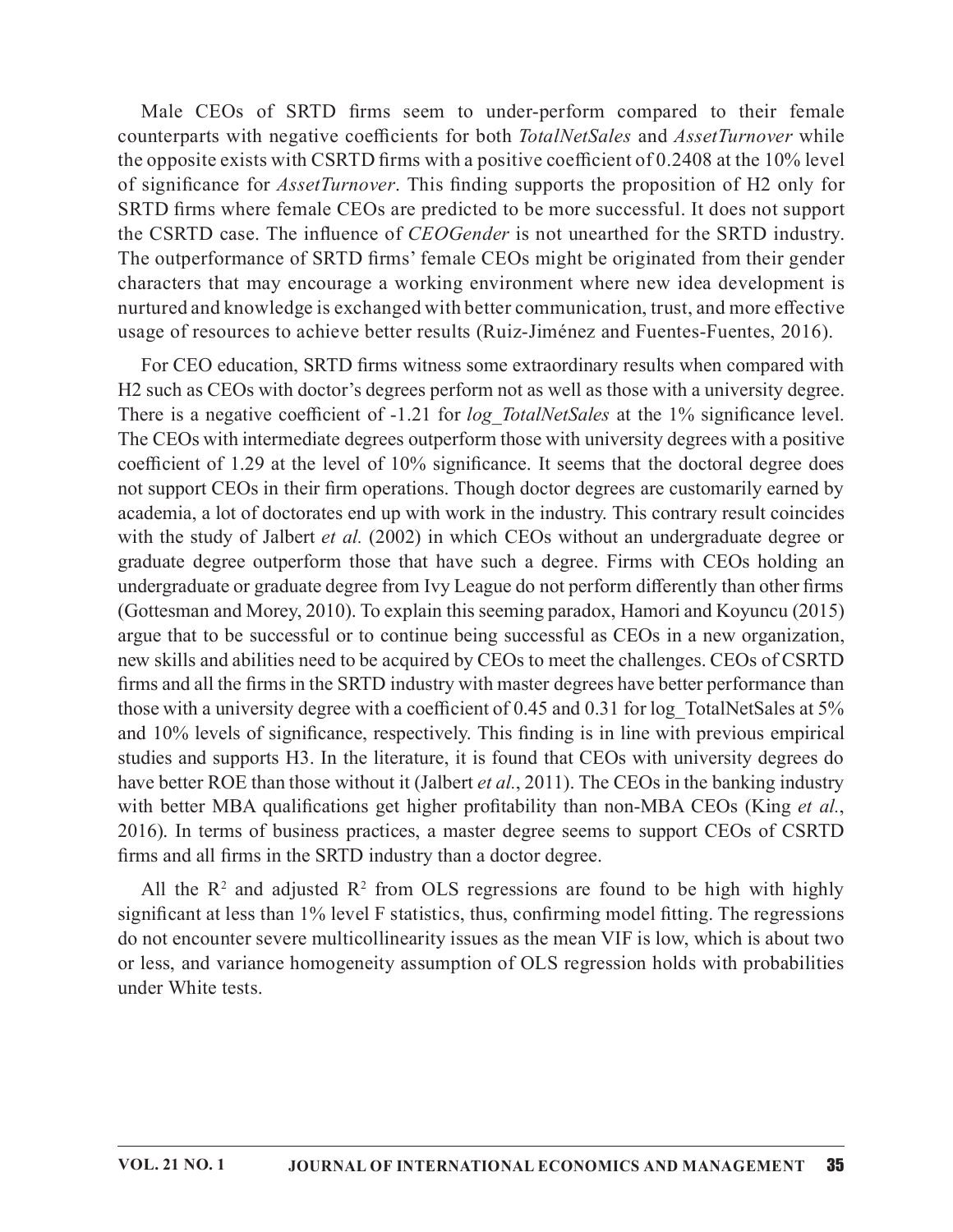Male CEOs of SRTD firms seem to under-perform compared to their female counterparts with negative coefficients for both *TotalNetSales* and *AssetTurnover* while the opposite exists with CSRTD firms with a positive coefficient of 0.2408 at the 10% level of significance for *AssetTurnover*. This finding supports the proposition of H2 only for SRTD firms where female CEOs are predicted to be more successful. It does not support the CSRTD case. The influence of *CEOGender* is not unearthed for the SRTD industry. The outperformance of SRTD firms' female CEOs might be originated from their gender characters that may encourage a working environment where new idea development is nurtured and knowledge is exchanged with better communication, trust, and more effective usage of resources to achieve better results (Ruiz-Jiménez and Fuentes-Fuentes, 2016).

For CEO education, SRTD firms witness some extraordinary results when compared with H2 such as CEOs with doctor's degrees perform not as well as those with a university degree. There is a negative coefficient of -1.21 for *log_TotalNetSales* at the 1% significance level. The CEOs with intermediate degrees outperform those with university degrees with a positive coefficient of 1.29 at the level of 10% significance. It seems that the doctoral degree does not support CEOs in their firm operations. Though doctor degrees are customarily earned by academia, a lot of doctorates end up with work in the industry. This contrary result coincides with the study of Jalbert *et al.* (2002) in which CEOs without an undergraduate degree or graduate degree outperform those that have such a degree. Firms with CEOs holding an undergraduate or graduate degree from Ivy League do not perform differently than other firms (Gottesman and Morey, 2010). To explain this seeming paradox, Hamori and Koyuncu (2015) argue that to be successful or to continue being successful as CEOs in a new organization, new skills and abilities need to be acquired by CEOs to meet the challenges. CEOs of CSRTD firms and all the firms in the SRTD industry with master degrees have better performance than those with a university degree with a coefficient of 0.45 and 0.31 for log_TotalNetSales at 5% and 10% levels of significance, respectively. This finding is in line with previous empirical studies and supports H3. In the literature, it is found that CEOs with university degrees do have better ROE than those without it (Jalbert *et al.*, 2011). The CEOs in the banking industry with better MBA qualifications get higher profitability than non-MBA CEOs (King *et al.*, 2016). In terms of business practices, a master degree seems to support CEOs of CSRTD firms and all firms in the SRTD industry than a doctor degree.

All the $R^2$ and adjusted $R^2$ from OLS regressions are found to be high with highly significant at less than 1% level F statistics, thus, confirming model fitting. The regressions do not encounter severe multicollinearity issues as the mean VIF is low, which is about two or less, and variance homogeneity assumption of OLS regression holds with probabilities under White tests.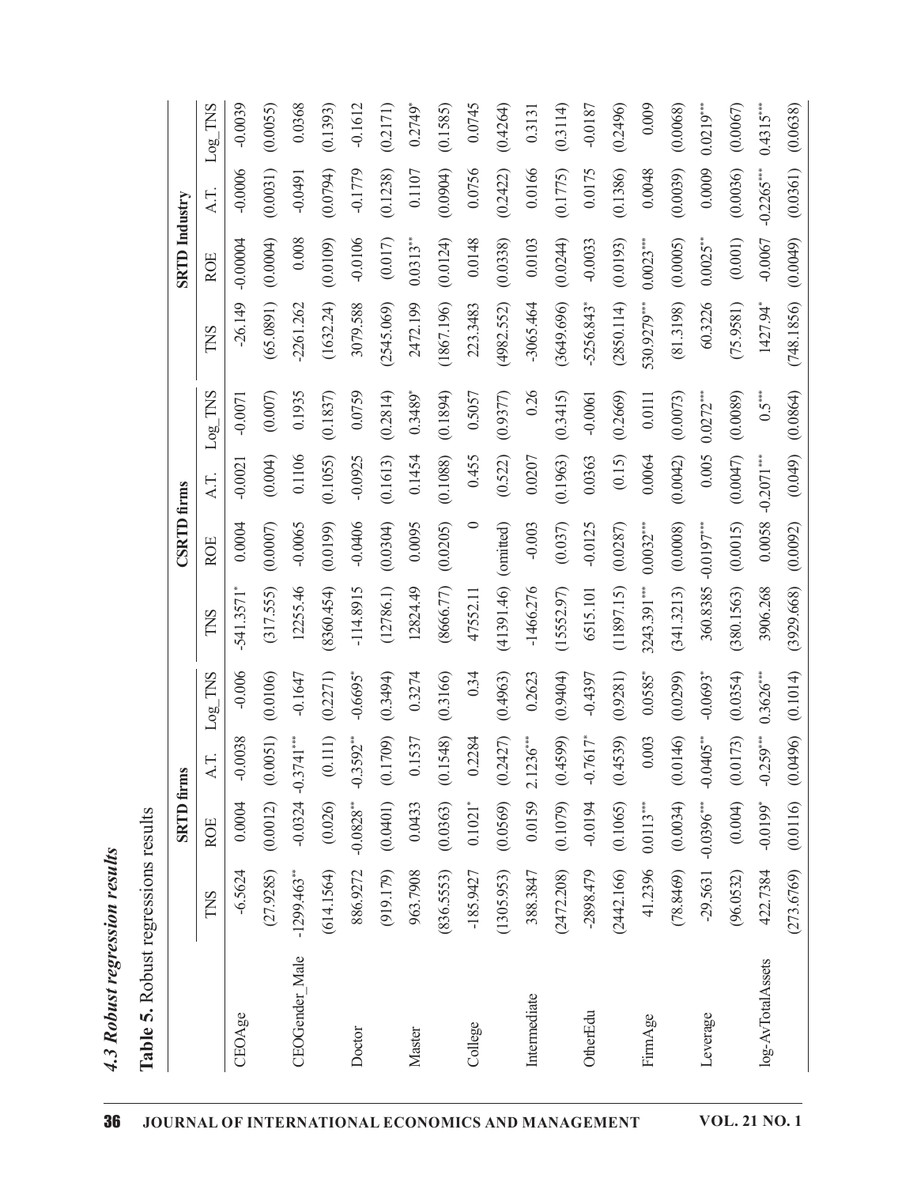### 4.3 Robust regression results

**Table 5.** Robust regressions results

| | SRTD firms | | | | CSRTD firms | | | | SRTD Industry | | | |
|---|---|---|---|---|---|---|---|---|---|---|---|---|
| | TNS | ROE | A.T. | Log_TNS | TNS | ROE | A.T. | Log_TNS | TNS | ROE | A.T. | Log_TNS |
| CEOAge | -6.5624 | 0.0004 | -0.0038 | -0.006 | -541.3571* | 0.0004 | -0.0021 | -0.0071 | -26.149 | -0.00004 | -0.0006 | -0.0039 |
| | (27.9285) | (0.0012) | (0.0051) | (0.0106) | (317.555) | (0.0007) | (0.004) | (0.007) | (65.0891) | (0.0004) | (0.0031) | (0.0055) |
| CEOGender_Male | -1299.463** | -0.0324 | -0.3741*** | -0.1647 | 12255.46 | -0.0065 | 0.1106 | 0.1935 | -2261.262 | 0.008 | -0.0491 | 0.0368 |
| | (614.1564) | (0.026) | (0.111) | (0.2271) | (8360.454) | (0.0199) | (0.1055) | (0.1837) | (1632.24) | (0.0109) | (0.0794) | (0.1393) |
| Doctor | 886.9272 | -0.0828** | -0.3592** | -0.6695* | -114.8915 | -0.0406 | -0.0925 | 0.0759 | 3079.588 | -0.0106 | -0.1779 | -0.1612 |
| | (919.179) | (0.0401) | (0.1709) | (0.3494) | (12786.1) | (0.0304) | (0.1613) | (0.2814) | (2545.069) | (0.017) | (0.1238) | (0.2171) |
| Master | 963.7908 | 0.0433 | 0.1537 | 0.3274 | 12824.49 | 0.0095 | 0.1454 | 0.3489* | 2472.199 | 0.0313** | 0.1107 | 0.2749* |
| | (836.5553) | (0.0363) | (0.1548) | (0.3166) | (8666.77) | (0.0205) | (0.1088) | (0.1894) | (1867.196) | (0.0124) | (0.0904) | (0.1585) |
| College | -185.9427 | 0.1021* | 0.2284 | 0.34 | 47552.11 | 0 | 0.455 | 0.5057 | 223.3483 | 0.0148 | 0.0756 | 0.0745 |
| | (1305.953) | (0.0569) | (0.2427) | (0.4963) | (41391.46) | (omitted) | (0.522) | (0.9377) | (4982.552) | (0.0338) | (0.2422) | (0.4264) |
| Intermediate | 388.3847 | 0.0159 | 2.1236*** | 0.2623 | -1466.276 | -0.003 | 0.0207 | 0.26 | -3065.464 | 0.0103 | 0.0166 | 0.3131 |
| | (2472.208) | (0.1079) | (0.4599) | (0.9404) | (15552.97) | (0.037) | (0.1963) | (0.3415) | (3649.696) | (0.0244) | (0.1775) | (0.3114) |
| OtherEdu | -2898.479 | -0.0194 | -0.7617* | -0.4397 | 6515.101 | -0.0125 | 0.0363 | -0.0061 | -5256.843* | -0.0033 | 0.0175 | -0.0187 |
| | (2442.166) | (0.1065) | (0.4539) | (0.9281) | (11897.15) | (0.0287) | (0.15) | (0.2669) | (2850.114) | (0.0193) | (0.1386) | (0.2496) |
| FirmAge | 41.2396 | 0.0113*** | 0.003 | 0.0585* | 3243.391*** | 0.0032*** | 0.0064 | 0.0111 | 530.9279*** | 0.0023*** | 0.0048 | 0.009 |
| | (78.8469) | (0.0034) | (0.0146) | (0.0299) | (341.3213) | (0.0008) | (0.0042) | (0.0073) | (81.3198) | (0.0005) | (0.0039) | (0.0068) |
| Leverage | -29.5631 | -0.0396*** | -0.0405** | -0.0693* | 360.8385 | -0.0197*** | 0.005 | 0.0272*** | 60.3226 | 0.0025** | 0.0009 | 0.0219*** |
| | (96.0532) | (0.004) | (0.0173) | (0.0354) | (380.1563) | (0.0015) | (0.0047) | (0.0089) | (75.9581) | (0.001) | (0.0036) | (0.0067) |
| log-AvTotalAssets | 422.7384 | -0.0199* | -0.259*** | 0.3626*** | 3906.268 | 0.0058 | -0.2071*** | 0.5*** | 1427.94* | -0.0067 | -0.2265*** | 0.4315*** |
| | (273.6769) | (0.0116) | (0.0496) | (0.1014) | (3929.668) | (0.0092) | (0.049) | (0.0864) | (748.1856) | (0.0049) | (0.0361) | (0.0638) |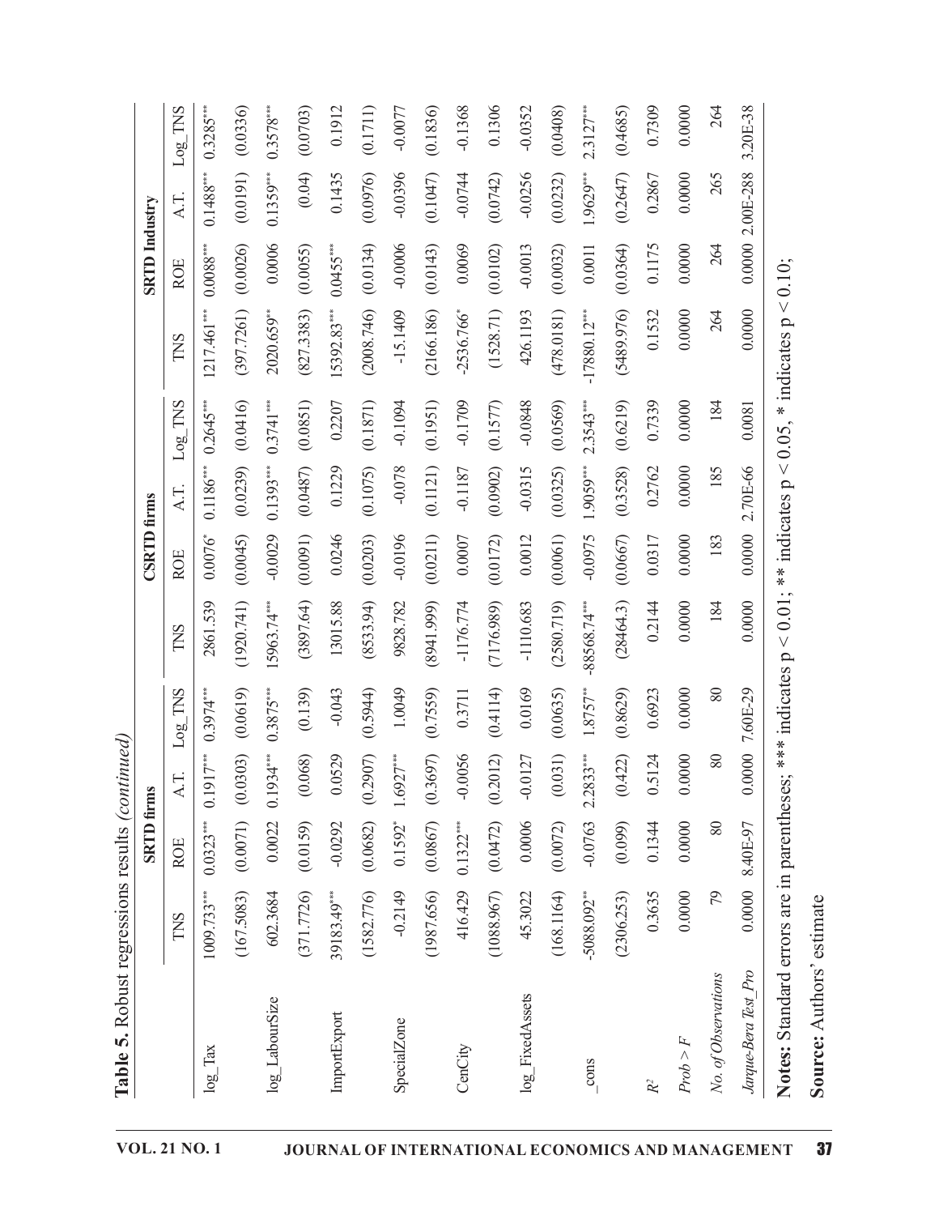**Table 5.** Robust regressions results *(continued)*

| | SRTD firms | | | | CSRTD firms | | | | SRTD Industry | | | |
|---|---|---|---|---|---|---|---|---|---|---|---|---|
| | TNS | ROE | A.T. | Log_TNS | TNS | ROE | A.T. | Log_TNS | TNS | ROE | A.T. | Log_TNS |
| log_Tax | 1009.733*** | 0.0323*** | 0.1917*** | 0.3974*** | 2861.539 | 0.0076* | 0.1186*** | 0.2645*** | 1217.461*** | 0.0088*** | 0.1488*** | 0.3285*** |
| | (167.5083) | (0.0071) | (0.0303) | (0.0619) | (1920.741) | (0.0045) | (0.0239) | (0.0416) | (397.7261) | (0.0026) | (0.0191) | (0.0336) |
| log_LabourSize | 602.3684 | 0.0022 | 0.1934*** | 0.3875*** | 15963.74*** | -0.0029 | 0.1393*** | 0.3741*** | 2020.659** | 0.0006 | 0.1359*** | 0.3578*** |
| | (371.7726) | (0.0159) | (0.068) | (0.139) | (3897.64) | (0.0091) | (0.0487) | (0.0851) | (827.3383) | (0.0055) | (0.04) | (0.0703) |
| ImportExport | 39183.49*** | -0.0292 | 0.0529 | -0.043 | 13015.88 | 0.0246 | 0.1229 | 0.2207 | 15392.83*** | 0.0455*** | 0.1435 | 0.1912 |
| | (1582.776) | (0.0682) | (0.2907) | (0.5944) | (8533.94) | (0.0203) | (0.1075) | (0.1871) | (2008.746) | (0.0134) | (0.0976) | (0.1711) |
| SpecialZone | -0.2149 | 0.1592* | 1.6927*** | 1.0049 | 9828.782 | -0.0196 | -0.078 | -0.1094 | -15.1409 | -0.0006 | -0.0396 | -0.0077 |
| | (1987.656) | (0.0867) | (0.3697) | (0.7559) | (8941.999) | (0.0211) | (0.1121) | (0.1951) | (2166.186) | (0.0143) | (0.1047) | (0.1836) |
| CenCity | 416.429 | 0.1322*** | -0.0056 | 0.3711 | -1176.774 | 0.0007 | -0.1187 | -0.1709 | -2536.766* | 0.0069 | -0.0744 | -0.1368 |
| | (1088.967) | (0.0472) | (0.2012) | (0.4114) | (7176.989) | (0.0172) | (0.0902) | (0.1577) | (1528.71) | (0.0102) | (0.0742) | 0.1306 |
| log_FixedAssets | 45.3022 | 0.0006 | -0.0127 | 0.0169 | -1110.683 | 0.0012 | -0.0315 | -0.0848 | 426.1193 | -0.0013 | -0.0256 | -0.0352 |
| | (168.1164) | (0.0072) | (0.031) | (0.0635) | (2580.719) | (0.0061) | (0.0325) | (0.0569) | (478.0181) | (0.0032) | (0.0232) | (0.0408) |
| _cons | -5088.092** | -0.0763 | 2.2833*** | 1.8757** | -88568.74*** | -0.0975 | 1.9059*** | 2.3543*** | -17880.12*** | 0.0011 | 1.9629*** | 2.3127*** |
| | (2306.253) | (0.099) | (0.422) | (0.8629) | (28464.3) | (0.0667) | (0.3528) | (0.6219) | (5489.976) | (0.0364) | (0.2647) | (0.4685) |
| $R^2$ | 0.3635 | 0.1344 | 0.5124 | 0.6923 | 0.2144 | 0.0317 | 0.2762 | 0.7339 | 0.1532 | 0.1175 | 0.2867 | 0.7309 |
| *Prob > F* | 0.0000 | 0.0000 | 0.0000 | 0.0000 | 0.0000 | 0.0000 | 0.0000 | 0.0000 | 0.0000 | 0.0000 | 0.0000 | 0.0000 |
| *No. of Observations* | 79 | 80 | 80 | 80 | 184 | 183 | 185 | 184 | 264 | 264 | 265 | 264 |
| *Jarque-Bera Test_Pro* | 0.0000 | 8.40E-97 | 0.0000 | 7.60E-29 | 0.0000 | 0.0000 | 2.70E-66 | 0.0081 | 0.0000 | 0.0000 | 2.00E-288 | 3.20E-38 |

**Notes:** Standard errors are in parentheses; *** indicates $p < 0.01$; ** indicates $p < 0.05$, * indicates $p < 0.10$;

**Source:** Authors' estimate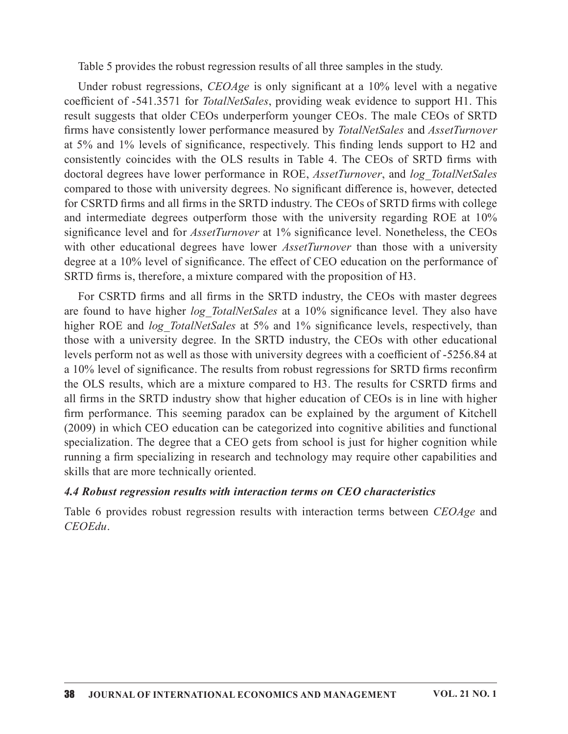Table 5 provides the robust regression results of all three samples in the study.

Under robust regressions, *CEOAge* is only significant at a 10% level with a negative coefficient of -541.3571 for *TotalNetSales*, providing weak evidence to support H1. This result suggests that older CEOs underperform younger CEOs. The male CEOs of SRTD firms have consistently lower performance measured by *TotalNetSales* and *AssetTurnover* at 5% and 1% levels of significance, respectively. This finding lends support to H2 and consistently coincides with the OLS results in Table 4. The CEOs of SRTD firms with doctoral degrees have lower performance in ROE, *AssetTurnover*, and *log_TotalNetSales* compared to those with university degrees. No significant difference is, however, detected for CSRTD firms and all firms in the SRTD industry. The CEOs of SRTD firms with college and intermediate degrees outperform those with the university regarding ROE at 10% significance level and for *AssetTurnover* at 1% significance level. Nonetheless, the CEOs with other educational degrees have lower *AssetTurnover* than those with a university degree at a 10% level of significance. The effect of CEO education on the performance of SRTD firms is, therefore, a mixture compared with the proposition of H3.

For CSRTD firms and all firms in the SRTD industry, the CEOs with master degrees are found to have higher *log_TotalNetSales* at a 10% significance level. They also have higher ROE and *log_TotalNetSales* at 5% and 1% significance levels, respectively, than those with a university degree. In the SRTD industry, the CEOs with other educational levels perform not as well as those with university degrees with a coefficient of -5256.84 at a 10% level of significance. The results from robust regressions for SRTD firms reconfirm the OLS results, which are a mixture compared to H3. The results for CSRTD firms and all firms in the SRTD industry show that higher education of CEOs is in line with higher firm performance. This seeming paradox can be explained by the argument of Kitchell (2009) in which CEO education can be categorized into cognitive abilities and functional specialization. The degree that a CEO gets from school is just for higher cognition while running a firm specializing in research and technology may require other capabilities and skills that are more technically oriented.

### *4.4 Robust regression results with interaction terms on CEO characteristics*

Table 6 provides robust regression results with interaction terms between *CEOAge* and *CEOEdu*.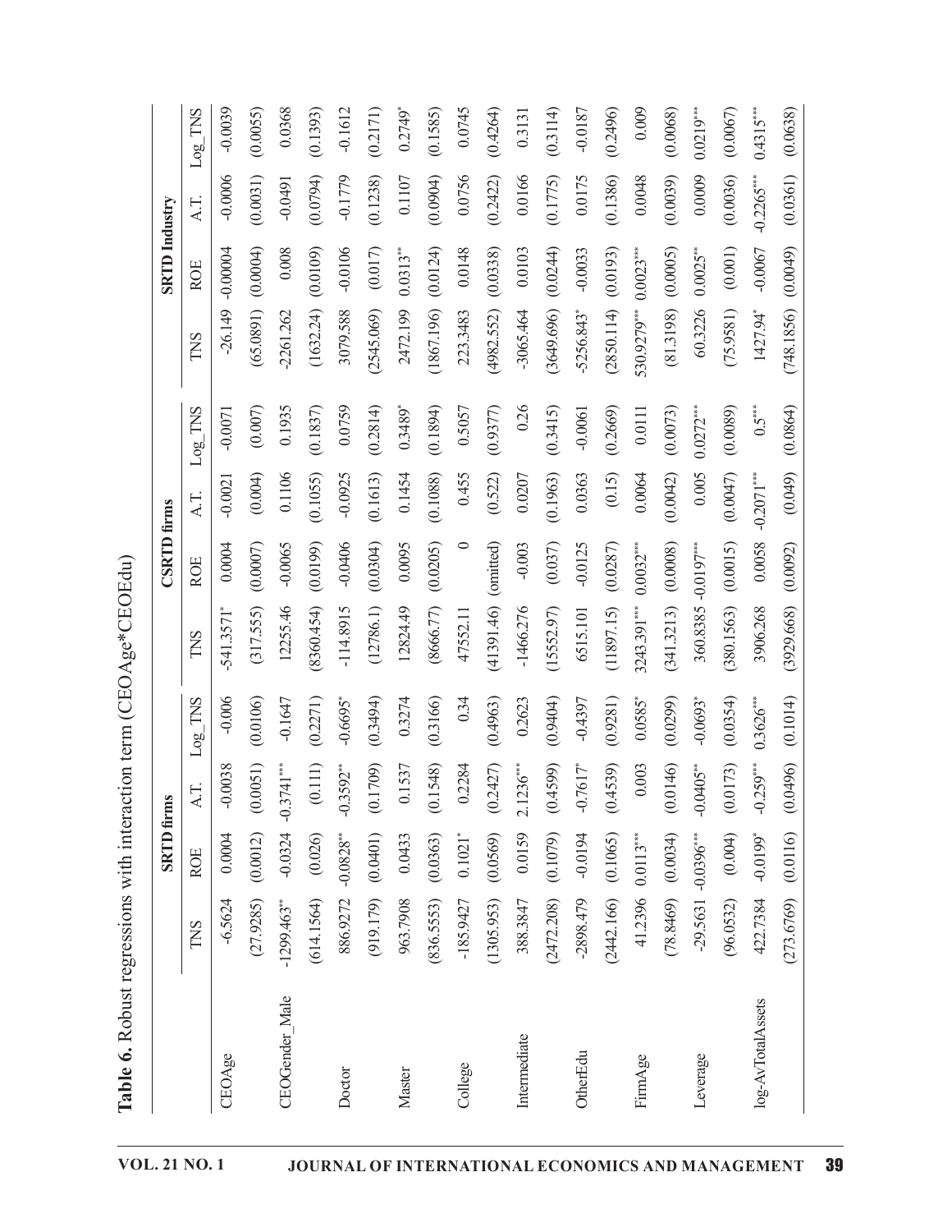**Table 6.** Robust regressions with interaction term (CEOAge*CEOEdu)

| | SRTD firms | | | | CSRTD firms | | | | SRTD Industry | | | |
|---|---|---|---|---|---|---|---|---|---|---|---|---|
| | TNS | ROE | A.T. | Log_TNS | TNS | ROE | A.T. | Log_TNS | TNS | ROE | A.T. | Log_TNS |
| CEOAge | -6.5624 | 0.0004 | -0.0038 | -0.006 | -541.3571* | 0.0004 | -0.0021 | -0.0071 | -26.149 | -0.00004 | -0.0006 | -0.0039 |
| | (27.9285) | (0.0012) | (0.0051) | (0.0106) | (317.555) | (0.0007) | (0.004) | (0.007) | (65.0891) | (0.0004) | (0.0031) | (0.0055) |
| CEOGender_Male | -1299.463** | -0.0324 | -0.3741*** | -0.1647 | 12255.46 | -0.0065 | 0.1106 | 0.1935 | -2261.262 | 0.008 | -0.0491 | 0.0368 |
| | (614.1564) | (0.026) | (0.111) | (0.2271) | (8360.454) | (0.0199) | (0.1055) | (0.1837) | (1632.24) | (0.0109) | (0.0794) | (0.1393) |
| Doctor | 886.9272 | -0.0828** | -0.3592** | -0.6695* | -114.8915 | -0.0406 | -0.0925 | 0.0759 | 3079.588 | -0.0106 | -0.1779 | -0.1612 |
| | (919.179) | (0.0401) | (0.1709) | (0.3494) | (12786.1) | (0.0304) | (0.1613) | (0.2814) | (2545.069) | (0.017) | (0.1238) | (0.2171) |
| Master | 963.7908 | 0.0433 | 0.1537 | 0.3274 | 12824.49 | 0.0095 | 0.1454 | 0.3489* | 2472.199 | 0.0313** | 0.1107 | 0.2749* |
| | (836.5553) | (0.0363) | (0.1548) | (0.3166) | (8666.77) | (0.0205) | (0.1088) | (0.1894) | (1867.196) | (0.0124) | (0.0904) | (0.1585) |
| College | -185.9427 | 0.1021* | 0.2284 | 0.34 | 47552.11 | 0 | 0.455 | 0.5057 | 223.3483 | 0.0148 | 0.0756 | 0.0745 |
| | (1305.953) | (0.0569) | (0.2427) | (0.4963) | (41391.46) | (omitted) | (0.522) | (0.9377) | (4982.552) | (0.0338) | (0.2422) | (0.4264) |
| Intermediate | 388.3847 | 0.0159 | 2.1236*** | 0.2623 | -1466.276 | -0.003 | 0.0207 | 0.26 | -3065.464 | 0.0103 | 0.0166 | 0.3131 |
| | (2472.208) | (0.1079) | (0.4599) | (0.9404) | (15552.97) | (0.037) | (0.1963) | (0.3415) | (3649.696) | (0.0244) | (0.1775) | (0.3114) |
| OtherEdu | -2898.479 | -0.0194 | -0.7617* | -0.4397 | 6515.101 | -0.0125 | 0.0363 | -0.0061 | -5256.843* | -0.0033 | 0.0175 | -0.0187 |
| | (2442.166) | (0.1065) | (0.4539) | (0.9281) | (11897.15) | (0.0287) | (0.15) | (0.2669) | (2850.114) | (0.0193) | (0.1386) | (0.2496) |
| FirmAge | 41.2396 | 0.0113*** | 0.003 | 0.0585* | 3243.391*** | 0.0032*** | 0.0064 | 0.0111 | 530.9279*** | 0.0023*** | 0.0048 | 0.009 |
| | (78.8469) | (0.0034) | (0.0146) | (0.0299) | (341.3213) | (0.0008) | (0.0042) | (0.0073) | (81.3198) | (0.0005) | (0.0039) | (0.0068) |
| Leverage | -29.5631 | -0.0396*** | -0.0405** | -0.0693* | 360.8385 | -0.0197*** | 0.005 | 0.0272*** | 60.3226 | 0.0025** | 0.0009 | 0.0219*** |
| | (96.0532) | (0.004) | (0.0173) | (0.0354) | (380.1563) | (0.0015) | (0.0047) | (0.0089) | (75.9581) | (0.001) | (0.0036) | (0.0067) |
| log-AvTotalAssets | 422.7384 | -0.0199* | -0.259*** | 0.3626*** | 3906.268 | 0.0058 | -0.2071*** | 0.5*** | 1427.94* | -0.0067 | -0.2265*** | 0.4315*** |
| | (273.6769) | (0.0116) | (0.0496) | (0.1014) | (3929.668) | (0.0092) | (0.049) | (0.0864) | (748.1856) | (0.0049) | (0.0361) | (0.0638) |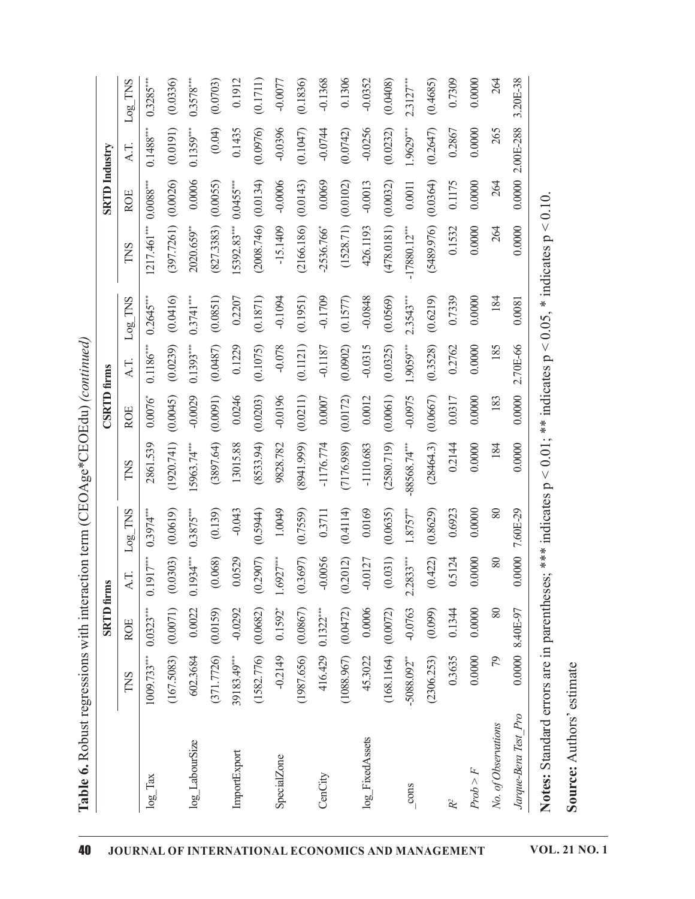**Table 6.** Robust regressions with interaction term (CEOAge*CEOEdu) *(continued)*

| | SRTD firms | | | | CSRTD firms | | | | SRTD Industry | | | |
|---|---|---|---|---|---|---|---|---|---|---|---|---|
| | TNS | ROE | A.T. | Log_TNS | TNS | ROE | A.T. | Log_TNS | TNS | ROE | A.T. | Log_TNS |
| log_Tax | 1009.733*** | 0.0323*** | 0.1917*** | 0.3974*** | 2861.539 | 0.0076* | 0.1186*** | 0.2645*** | 1217.461*** | 0.0088*** | 0.1488*** | 0.3285*** |
| | (167.5083) | (0.0071) | (0.0303) | (0.0619) | (1920.741) | (0.0045) | (0.0239) | (0.0416) | (397.7261) | (0.0026) | (0.0191) | (0.0336) |
| log_LabourSize | 602.3684 | 0.0022 | 0.1934*** | 0.3875*** | 15963.74*** | -0.0029 | 0.1393*** | 0.3741*** | 2020.659** | 0.0006 | 0.1359*** | 0.3578*** |
| | (371.7726) | (0.0159) | (0.068) | (0.139) | (3897.64) | (0.0091) | (0.0487) | (0.0851) | (827.3383) | (0.0055) | (0.04) | (0.0703) |
| ImportExport | 39183.49*** | -0.0292 | 0.0529 | -0.043 | 13015.88 | 0.0246 | 0.1229 | 0.2207 | 15392.83*** | 0.0455*** | 0.1435 | 0.1912 |
| | (1582.776) | (0.0682) | (0.2907) | (0.5944) | (8533.94) | (0.0203) | (0.1075) | (0.1871) | (2008.746) | (0.0134) | (0.0976) | (0.1711) |
| SpecialZone | -0.2149 | 0.1592* | 1.6927*** | 1.0049 | 9828.782 | -0.0196 | -0.078 | -0.1094 | -15.1409 | -0.0006 | -0.0396 | -0.0077 |
| | (1987.656) | (0.0867) | (0.3697) | (0.7559) | (8941.999) | (0.0211) | (0.1121) | (0.1951) | (2166.186) | (0.0143) | (0.1047) | (0.1836) |
| CenCity | 416.429 | 0.1322*** | -0.0056 | 0.3711 | -1176.774 | 0.0007 | -0.1187 | -0.1709 | -2536.766* | 0.0069 | -0.0744 | -0.1368 |
| | (1088.967) | (0.0472) | (0.2012) | (0.4114) | (7176.989) | (0.0172) | (0.0902) | (0.1577) | (1528.71) | (0.0102) | (0.0742) | (0.1306) |
| log_FixedAssets | 45.3022 | 0.0006 | -0.0127 | 0.0169 | -1110.683 | 0.0012 | -0.0315 | -0.0848 | 426.1193 | -0.0013 | -0.0256 | -0.0352 |
| | (168.1164) | (0.0072) | (0.031) | (0.0635) | (2580.719) | (0.0061) | (0.0325) | (0.0569) | (478.0181) | (0.0032) | (0.0232) | (0.0408) |
| _cons | -5088.092** | -0.0763 | 2.2833*** | 1.8757** | -88568.74*** | -0.0975 | 1.9059*** | 2.3543*** | -17880.12*** | 0.0011 | 1.9629*** | 2.3127*** |
| | (2306.253) | (0.099) | (0.422) | (0.8629) | (28464.3) | (0.0667) | (0.3528) | (0.6219) | (5489.976) | (0.0364) | (0.2647) | (0.4685) |
| $R^2$ | 0.3635 | 0.1344 | 0.5124 | 0.6923 | 0.2144 | 0.0317 | 0.2762 | 0.7339 | 0.1532 | 0.1175 | 0.2867 | 0.7309 |
| *Prob > F* | 0.0000 | 0.0000 | 0.0000 | 0.0000 | 0.0000 | 0.0000 | 0.0000 | 0.0000 | 0.0000 | 0.0000 | 0.0000 | 0.0000 |
| *No. of Observations* | 79 | 80 | 80 | 80 | 184 | 183 | 185 | 184 | 264 | 264 | 265 | 264 |
| *Jarque-Bera Test_Pro* | 0.0000 | 8.40E-97 | 0.0000 | 7.60E-29 | 0.0000 | 0.0000 | 2.70E-66 | 0.0081 | 0.0000 | 0.0000 | 2.00E-288 | 3.20E-38 |

**Notes:** Standard errors are in parentheses; *** indicates $p < 0.01$; ** indicates $p < 0.05$, * indicates $p < 0.10$.

**Source:** Authors' estimate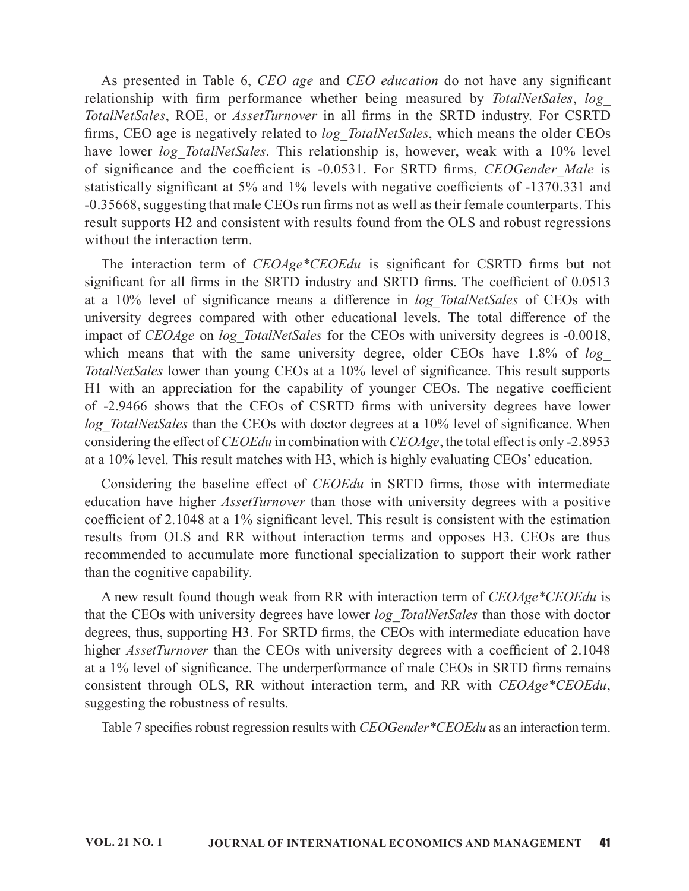As presented in Table 6, *CEO age* and *CEO education* do not have any significant relationship with firm performance whether being measured by *TotalNetSales*, *log_TotalNetSales*, ROE, or *AssetTurnover* in all firms in the SRTD industry. For CSRTD firms, CEO age is negatively related to *log_TotalNetSales*, which means the older CEOs have lower *log_TotalNetSales*. This relationship is, however, weak with a 10% level of significance and the coefficient is -0.0531. For SRTD firms, *CEOGender_Male* is statistically significant at 5% and 1% levels with negative coefficients of -1370.331 and -0.35668, suggesting that male CEOs run firms not as well as their female counterparts. This result supports H2 and consistent with results found from the OLS and robust regressions without the interaction term.

The interaction term of *CEOAge*CEOEdu* is significant for CSRTD firms but not significant for all firms in the SRTD industry and SRTD firms. The coefficient of 0.0513 at a 10% level of significance means a difference in *log_TotalNetSales* of CEOs with university degrees compared with other educational levels. The total difference of the impact of *CEOAge* on *log_TotalNetSales* for the CEOs with university degrees is -0.0018, which means that with the same university degree, older CEOs have 1.8% of *log_TotalNetSales* lower than young CEOs at a 10% level of significance. This result supports H1 with an appreciation for the capability of younger CEOs. The negative coefficient of -2.9466 shows that the CEOs of CSRTD firms with university degrees have lower *log_TotalNetSales* than the CEOs with doctor degrees at a 10% level of significance. When considering the effect of *CEOEdu* in combination with *CEOAge*, the total effect is only -2.8953 at a 10% level. This result matches with H3, which is highly evaluating CEOs' education.

Considering the baseline effect of *CEOEdu* in SRTD firms, those with intermediate education have higher *AssetTurnover* than those with university degrees with a positive coefficient of 2.1048 at a 1% significant level. This result is consistent with the estimation results from OLS and RR without interaction terms and opposes H3. CEOs are thus recommended to accumulate more functional specialization to support their work rather than the cognitive capability.

A new result found though weak from RR with interaction term of *CEOAge*CEOEdu* is that the CEOs with university degrees have lower *log_TotalNetSales* than those with doctor degrees, thus, supporting H3. For SRTD firms, the CEOs with intermediate education have higher *AssetTurnover* than the CEOs with university degrees with a coefficient of 2.1048 at a 1% level of significance. The underperformance of male CEOs in SRTD firms remains consistent through OLS, RR without interaction term, and RR with *CEOAge*CEOEdu*, suggesting the robustness of results.

Table 7 specifies robust regression results with *CEOGender*CEOEdu* as an interaction term.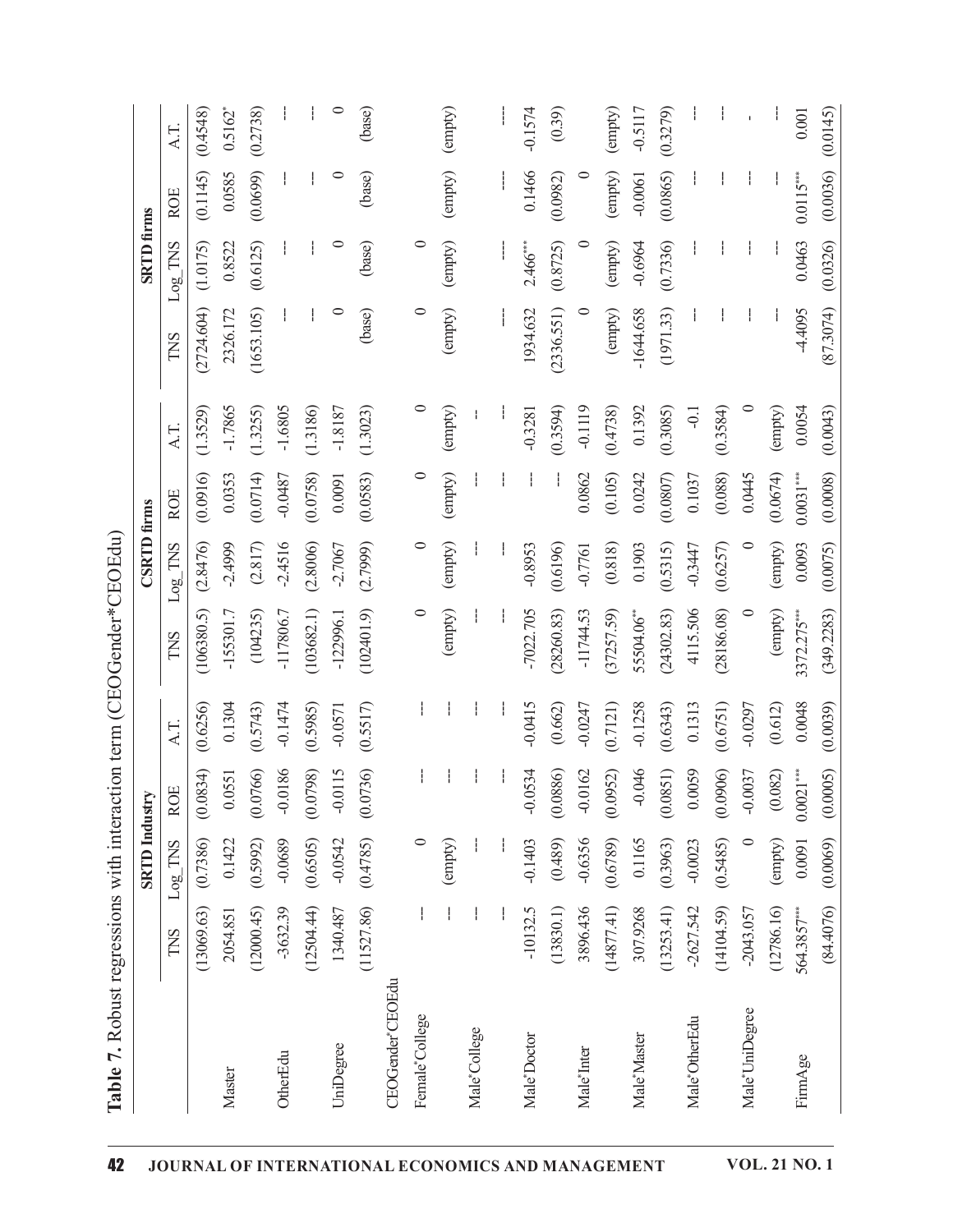**Table 7.** Robust regressions with interaction term (CEOGender*CEOEdu)

| | SRTD Industry | | | | CSRTD firms | | | | SRTD firms | | | |
|---|---|---|---|---|---|---|---|---|---|---|---|---|
| | TNS | Log_TNS | ROE | A.T. | TNS | Log_TNS | ROE | A.T. | TNS | Log_TNS | ROE | A.T. |
| | (13069.63) | (0.7386) | (0.0834) | (0.6256) | (106380.5) | (2.8476) | (0.0916) | (1.3529) | (2724.604) | (1.0175) | (0.1145) | (0.4548) |
| Master | 2054.851 | 0.1422 | 0.0551 | 0.1304 | -155301.7 | -2.4999 | 0.0353 | -1.7865 | 2326.172 | 0.8522 | 0.0585 | 0.5162* |
| | (12000.45) | (0.5992) | (0.0766) | (0.5743) | (104235) | (2.817) | (0.0714) | (1.3255) | (1653.105) | (0.6125) | (0.0699) | (0.2738) |
| OtherEdu | -3632.39 | -0.0689 | -0.0186 | -0.1474 | -117806.7 | -2.4516 | -0.0487 | -1.6805 | --- | --- | --- | --- |
| | (12504.44) | (0.6505) | (0.0798) | (0.5985) | (103682.1) | (2.8006) | (0.0758) | (1.3186) | | | | |
| UniDegree | 1340.487 | -0.0542 | -0.0115 | -0.0571 | -122996.1 | -2.7067 | 0.0091 | -1.8187 | --- | --- | --- | --- |
| | (11527.86) | (0.4785) | (0.0736) | (0.5517) | (102401.9) | (2.7999) | (0.0583) | (1.3023) | 0 | 0 | 0 | 0 |
| CEOGender*CEOEdu | | | | | | | | | (base) | (base) | (base) | (base) |
| Female*College | --- | 0 | --- | --- | 0 | 0 | 0 | 0 | 0 | 0 | | |
| | --- | (empty) | --- | --- | (empty) | (empty) | (empty) | (empty) | (empty) | (empty) | (empty) | (empty) |
| Male*College | --- | --- | --- | --- | --- | --- | --- | - | | | | |
| | --- | --- | --- | --- | --- | --- | --- | --- | --- | --- | --- | --- |
| Male*Doctor | -10132.5 | -0.1403 | -0.0534 | -0.0415 | -7022.705 | -0.8953 | --- | -0.3281 | 1934.632 | 2.466*** | 0.1466 | -0.1574 |
| | (13830.1) | (0.489) | (0.0886) | (0.662) | (28260.83) | (0.6196) | --- | (0.3594) | (2336.551) | (0.8725) | (0.0982) | (0.39) |
| Male*Inter | 3896.436 | -0.6356 | -0.0162 | -0.0247 | -11744.53 | -0.7761 | 0.0862 | -0.1119 | 0 | 0 | 0 | |
| | (14877.41) | (0.6789) | (0.0952) | (0.7121) | (37257.59) | (0.818) | (0.105) | (0.4738) | (empty) | (empty) | (empty) | (empty) |
| Male*Master | 307.9268 | 0.1165 | -0.046 | -0.1258 | 55504.06** | 0.1903 | 0.0242 | 0.1392 | -1644.658 | -0.6964 | -0.0061 | -0.5117 |
| | (13253.41) | (0.3963) | (0.0851) | (0.6343) | (24302.83) | (0.5315) | (0.0807) | (0.3085) | (1971.33) | (0.7336) | (0.0865) | (0.3279) |
| Male*OtherEdu | -2627.542 | -0.0023 | 0.0059 | 0.1313 | 4115.506 | -0.3447 | 0.1037 | -0.1 | --- | --- | --- | --- |
| | (14104.59) | (0.5485) | (0.0906) | (0.6751) | (28186.08) | (0.6257) | (0.088) | (0.3584) | --- | --- | --- | --- |
| Male*UniDegree | -2043.057 | 0 | -0.0037 | -0.0297 | 0 | 0 | 0.0445 | 0 | --- | --- | --- | - |
| | (12786.16) | (empty) | (0.082) | (0.612) | (empty) | (empty) | (0.0674) | (empty) | --- | --- | --- | --- |
| FirmAge | 564.3857*** | 0.0091 | 0.0021*** | 0.0048 | 3372.275*** | 0.0093 | 0.0031*** | 0.0054 | -4.4095 | 0.0463 | 0.0115*** | 0.001 |
| | (84.4076) | (0.0069) | (0.0005) | (0.0039) | (349.2283) | (0.0075) | (0.0008) | (0.0043) | (87.3074) | (0.0326) | (0.0036) | (0.0145) |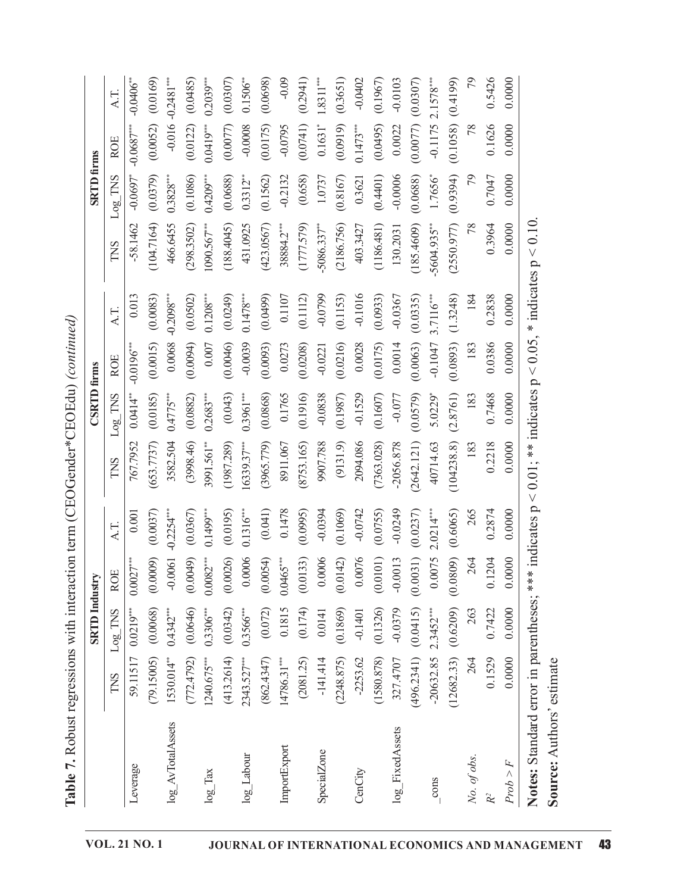**Table 7.** Robust regressions with interaction term (CEOGender*CEOEdu) *(continued)*

| | SRTD Industry | | | | CSRTD firms | | | | SRTD firms | | | |
|---|---|---|---|---|---|---|---|---|---|---|---|---|
| | TNS | Log_TNS | ROE | A.T. | TNS | Log_TNS | ROE | A.T. | TNS | Log_TNS | ROE | A.T. |
| Leverage | 59.11517 | 0.0219*** | 0.0027*** | 0.001 | 767.7952 | 0.0414** | -0.0196*** | 0.013 | -58.1462 | -0.0697* | -0.0687*** | -0.0406** |
| | (79.15005) | (0.0068) | (0.0009) | (0.0037) | (653.7737) | (0.0185) | (0.0015) | (0.0083) | (104.7164) | (0.0379) | (0.0052) | (0.0169) |
| log_AvTotalAssets | 1530.014** | 0.4342*** | -0.0061 | -0.2254*** | 3582.504 | 0.4775*** | 0.0068 | -0.2098*** | 466.6455 | 0.3828*** | -0.016 | -0.2481*** |
| | (772.4792) | (0.0646) | (0.0049) | (0.0367) | (3998.46) | (0.0882) | (0.0094) | (0.0502) | (298.3502) | (0.1086) | (0.0122) | (0.0485) |
| log_Tax | 1240.675*** | 0.3306*** | 0.0082*** | 0.1499*** | 3991.561** | 0.2683*** | 0.007 | 0.1208*** | 1090.567*** | 0.4209*** | 0.0419*** | 0.2039*** |
| | (413.2614) | (0.0342) | (0.0026) | (0.0195) | (1987.289) | (0.043) | (0.0046) | (0.0249) | (188.4045) | (0.0688) | (0.0077) | (0.0307) |
| log_Labour | 2343.527*** | 0.3566*** | 0.0006 | 0.1316*** | 16339.37*** | 0.3961*** | -0.0039 | 0.1478*** | 431.0925 | 0.3312** | -0.0008 | 0.1506** |
| | (862.4347) | (0.072) | (0.0054) | (0.041) | (3965.779) | (0.0868) | (0.0093) | (0.0499) | (423.0567) | (0.1562) | (0.0175) | (0.0698) |
| ImportExport | 14786.31*** | 0.1815 | 0.0465*** | 0.1478 | 8911.067 | 0.1765 | 0.0273 | 0.1107 | 38884.2*** | -0.2132 | -0.0795 | -0.09 |
| | (2081.25) | (0.174) | (0.0133) | (0.0995) | (8753.165) | (0.1916) | (0.0208) | (0.1112) | (1777.579) | (0.658) | (0.0741) | (0.2941) |
| SpecialZone | -141.414 | 0.0141 | 0.0006 | -0.0394 | 9907.788 | -0.0838 | -0.0221 | -0.0799 | -5086.337** | 1.0737 | 0.1631* | 1.8311*** |
| | (2248.875) | (0.1869) | (0.0142) | (0.1069) | (9131.9) | (0.1987) | (0.0216) | (0.1153) | (2186.756) | (0.8167) | (0.0919) | (0.3651) |
| CenCity | -2253.62 | -0.1401 | 0.0076 | -0.0742 | 2094.086 | -0.1529 | 0.0028 | -0.1016 | 403.3427 | 0.3621 | 0.1473*** | -0.0402 |
| | (1580.878) | (0.1326) | (0.0101) | (0.0755) | (7363.028) | (0.1607) | (0.0175) | (0.0933) | (1186.481) | (0.4401) | (0.0495) | (0.1967) |
| log_FixedAssets | 327.4707 | -0.0379 | -0.0013 | -0.0249 | -2056.878 | -0.077 | 0.0014 | -0.0367 | 130.2031 | -0.0006 | 0.0022 | -0.0103 |
| | (496.2341) | (0.0415) | (0.0031) | (0.0237) | (2642.121) | (0.0579) | (0.0063) | (0.0335) | (185.4609) | (0.0688) | (0.0077) | (0.0307) |
| _cons | -20632.85 | 2.3452*** | 0.0075 | 2.0214*** | 40714.63 | 5.0229* | -0.1047 | 3.7116*** | -5604.935** | 1.7656* | -0.1175 | 2.1578*** |
| | (12682.33) | (0.6209) | (0.0809) | (0.6065) | (104238.8) | (2.8761) | (0.0893) | (1.3248) | (2550.977) | (0.9394) | (0.1058) | (0.4199) |
| *No. of obs.* | 264 | 263 | 264 | 265 | 183 | 183 | 183 | 184 | 78 | 79 | 78 | 79 |
| $R^2$ | 0.1529 | 0.7422 | 0.1204 | 0.2874 | 0.2218 | 0.7468 | 0.0386 | 0.2838 | 0.3964 | 0.7047 | 0.1626 | 0.5426 |
| $Prob > F$ | 0.0000 | 0.0000 | 0.0000 | 0.0000 | 0.0000 | 0.0000 | 0.0000 | 0.0000 | 0.0000 | 0.0000 | 0.0000 | 0.0000 |

**Notes:** Standard error in parentheses; *** indicates $p < 0.01$; ** indicates $p < 0.05$, * indicates $p < 0.10$.

**Source:** Authors' estimate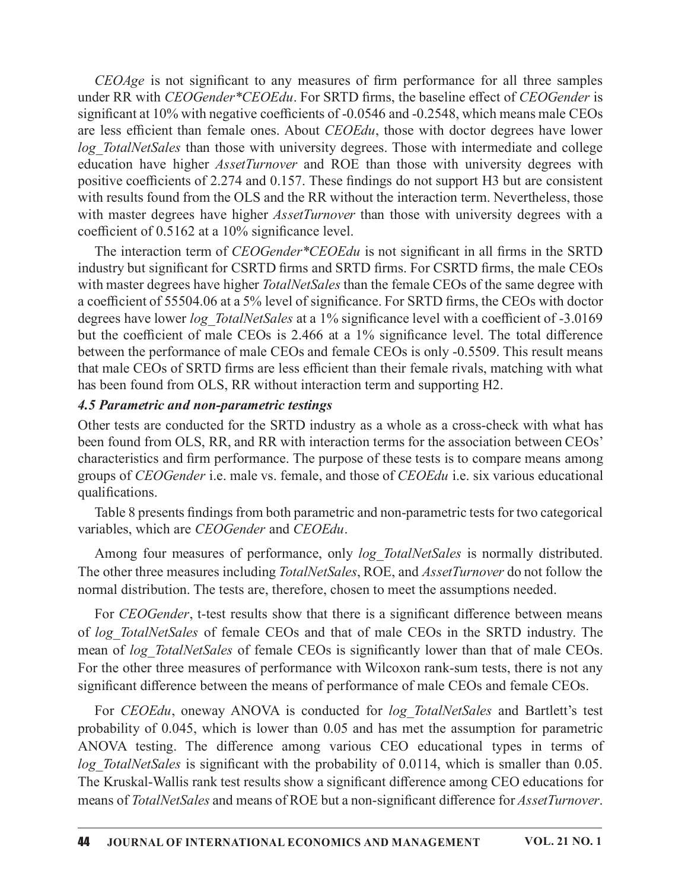*CEOAge* is not significant to any measures of firm performance for all three samples under RR with *CEOGender*CEOEdu*. For SRTD firms, the baseline effect of *CEOGender* is significant at 10% with negative coefficients of -0.0546 and -0.2548, which means male CEOs are less efficient than female ones. About *CEOEdu*, those with doctor degrees have lower *log_TotalNetSales* than those with university degrees. Those with intermediate and college education have higher *AssetTurnover* and ROE than those with university degrees with positive coefficients of 2.274 and 0.157. These findings do not support H3 but are consistent with results found from the OLS and the RR without the interaction term. Nevertheless, those with master degrees have higher *AssetTurnover* than those with university degrees with a coefficient of 0.5162 at a 10% significance level.

The interaction term of *CEOGender*CEOEdu* is not significant in all firms in the SRTD industry but significant for CSRTD firms and SRTD firms. For CSRTD firms, the male CEOs with master degrees have higher *TotalNetSales* than the female CEOs of the same degree with a coefficient of 55504.06 at a 5% level of significance. For SRTD firms, the CEOs with doctor degrees have lower *log_TotalNetSales* at a 1% significance level with a coefficient of -3.0169 but the coefficient of male CEOs is 2.466 at a 1% significance level. The total difference between the performance of male CEOs and female CEOs is only -0.5509. This result means that male CEOs of SRTD firms are less efficient than their female rivals, matching with what has been found from OLS, RR without interaction term and supporting H2.

### *4.5 Parametric and non-parametric testings*

Other tests are conducted for the SRTD industry as a whole as a cross-check with what has been found from OLS, RR, and RR with interaction terms for the association between CEOs' characteristics and firm performance. The purpose of these tests is to compare means among groups of *CEOGender* i.e. male vs. female, and those of *CEOEdu* i.e. six various educational qualifications.

Table 8 presents findings from both parametric and non-parametric tests for two categorical variables, which are *CEOGender* and *CEOEdu*.

Among four measures of performance, only *log_TotalNetSales* is normally distributed. The other three measures including *TotalNetSales*, ROE, and *AssetTurnover* do not follow the normal distribution. The tests are, therefore, chosen to meet the assumptions needed.

For *CEOGender*, t-test results show that there is a significant difference between means of *log_TotalNetSales* of female CEOs and that of male CEOs in the SRTD industry. The mean of *log_TotalNetSales* of female CEOs is significantly lower than that of male CEOs. For the other three measures of performance with Wilcoxon rank-sum tests, there is not any significant difference between the means of performance of male CEOs and female CEOs.

For *CEOEdu*, oneway ANOVA is conducted for *log_TotalNetSales* and Bartlett's test probability of 0.045, which is lower than 0.05 and has met the assumption for parametric ANOVA testing. The difference among various CEO educational types in terms of *log_TotalNetSales* is significant with the probability of 0.0114, which is smaller than 0.05. The Kruskal-Wallis rank test results show a significant difference among CEO educations for means of *TotalNetSales* and means of ROE but a non-significant difference for *AssetTurnover*.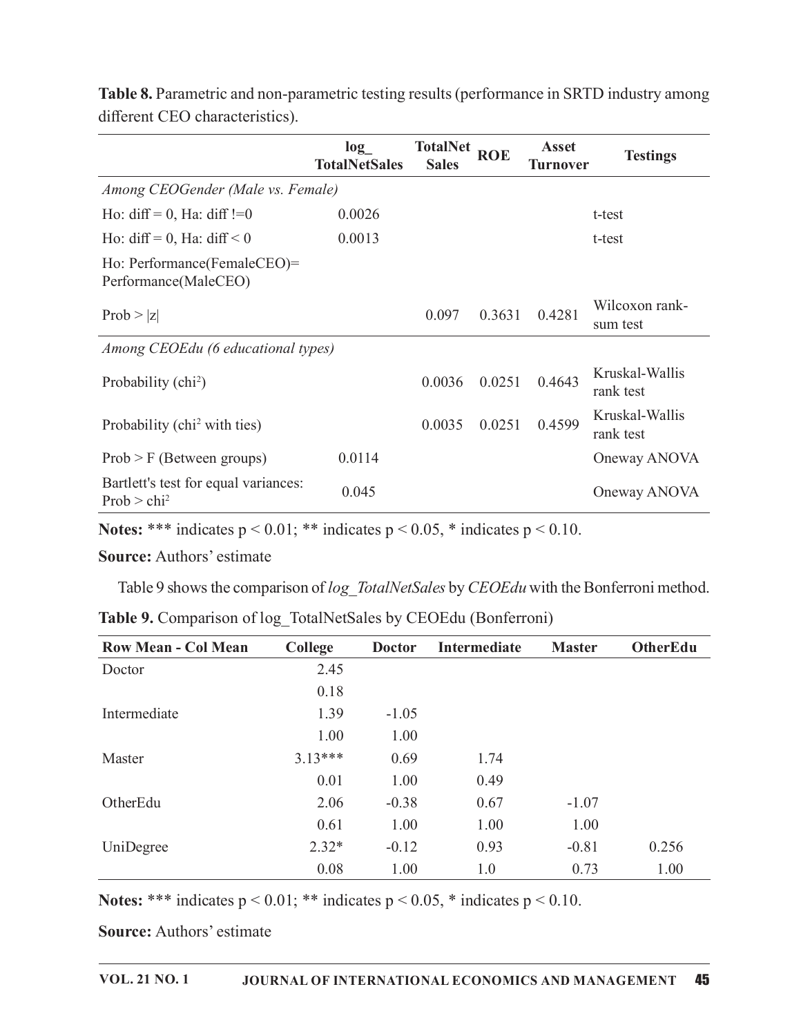**Table 8.** Parametric and non-parametric testing results (performance in SRTD industry among different CEO characteristics).

| | log_ TotalNetSales | TotalNet Sales | ROE | Asset Turnover | Testings |
|---|---|---|---|---|---|
| *Among CEOGender (Male vs. Female)* | | | | | |
| Ho: diff = 0, Ha: diff !=0 | 0.0026 | | | | t-test |
| Ho: diff = 0, Ha: diff < 0 | 0.0013 | | | | t-test |
| Ho: Performance(FemaleCEO)= Performance(MaleCEO) | | | | | |
| Prob > \|z\| | | 0.097 | 0.3631 | 0.4281 | Wilcoxon rank-sum test |
| *Among CEOEdu (6 educational types)* | | | | | |
| Probability ($chi^2$) | | 0.0036 | 0.0251 | 0.4643 | Kruskal-Wallis rank test |
| Probability ($chi^2$ with ties) | | 0.0035 | 0.0251 | 0.4599 | Kruskal-Wallis rank test |
| Prob > F (Between groups) | 0.0114 | | | | Oneway ANOVA |
| Bartlett's test for equal variances: Prob > $chi^2$ | 0.045 | | | | Oneway ANOVA |

**Notes:** *** indicates p < 0.01; ** indicates p < 0.05, * indicates p < 0.10.

**Source:** Authors' estimate

Table 9 shows the comparison of *log_TotalNetSales* by *CEOEdu* with the Bonferroni method.

**Table 9.** Comparison of log_TotalNetSales by CEOEdu (Bonferroni)

| Row Mean - Col Mean | College | Doctor | Intermediate | Master | OtherEdu |
|---|---|---|---|---|---|
| Doctor | 2.45 | | | | |
| | 0.18 | | | | |
| Intermediate | 1.39 | -1.05 | | | |
| | 1.00 | 1.00 | | | |
| Master | 3.13*** | 0.69 | 1.74 | | |
| | 0.01 | 1.00 | 0.49 | | |
| OtherEdu | 2.06 | -0.38 | 0.67 | -1.07 | |
| | 0.61 | 1.00 | 1.00 | 1.00 | |
| UniDegree | 2.32* | -0.12 | 0.93 | -0.81 | 0.256 |
| | 0.08 | 1.00 | 1.0 | 0.73 | 1.00 |

**Notes:** *** indicates p < 0.01; ** indicates p < 0.05, * indicates p < 0.10.

**Source:** Authors' estimate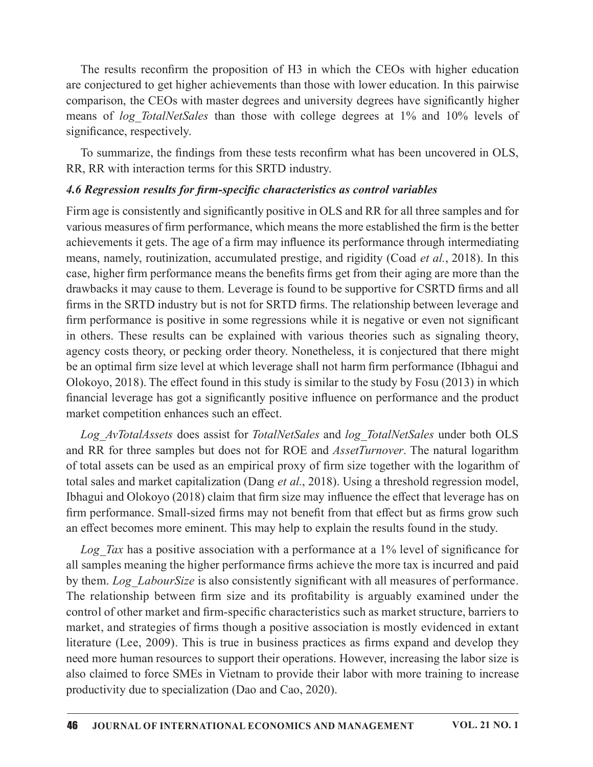The results reconfirm the proposition of H3 in which the CEOs with higher education are conjectured to get higher achievements than those with lower education. In this pairwise comparison, the CEOs with master degrees and university degrees have significantly higher means of *log_TotalNetSales* than those with college degrees at 1% and 10% levels of significance, respectively.

To summarize, the findings from these tests reconfirm what has been uncovered in OLS, RR, RR with interaction terms for this SRTD industry.

### *4.6 Regression results for firm-specific characteristics as control variables*

Firm age is consistently and significantly positive in OLS and RR for all three samples and for various measures of firm performance, which means the more established the firm is the better achievements it gets. The age of a firm may influence its performance through intermediating means, namely, routinization, accumulated prestige, and rigidity (Coad *et al.*, 2018). In this case, higher firm performance means the benefits firms get from their aging are more than the drawbacks it may cause to them. Leverage is found to be supportive for CSRTD firms and all firms in the SRTD industry but is not for SRTD firms. The relationship between leverage and firm performance is positive in some regressions while it is negative or even not significant in others. These results can be explained with various theories such as signaling theory, agency costs theory, or pecking order theory. Nonetheless, it is conjectured that there might be an optimal firm size level at which leverage shall not harm firm performance (Ibhagui and Olokoyo, 2018). The effect found in this study is similar to the study by Fosu (2013) in which financial leverage has got a significantly positive influence on performance and the product market competition enhances such an effect.

*Log_AvTotalAssets* does assist for *TotalNetSales* and *log_TotalNetSales* under both OLS and RR for three samples but does not for ROE and *AssetTurnover*. The natural logarithm of total assets can be used as an empirical proxy of firm size together with the logarithm of total sales and market capitalization (Dang *et al.*, 2018). Using a threshold regression model, Ibhagui and Olokoyo (2018) claim that firm size may influence the effect that leverage has on firm performance. Small-sized firms may not benefit from that effect but as firms grow such an effect becomes more eminent. This may help to explain the results found in the study.

*Log_Tax* has a positive association with a performance at a 1% level of significance for all samples meaning the higher performance firms achieve the more tax is incurred and paid by them. *Log_LabourSize* is also consistently significant with all measures of performance. The relationship between firm size and its profitability is arguably examined under the control of other market and firm-specific characteristics such as market structure, barriers to market, and strategies of firms though a positive association is mostly evidenced in extant literature (Lee, 2009). This is true in business practices as firms expand and develop they need more human resources to support their operations. However, increasing the labor size is also claimed to force SMEs in Vietnam to provide their labor with more training to increase productivity due to specialization (Dao and Cao, 2020).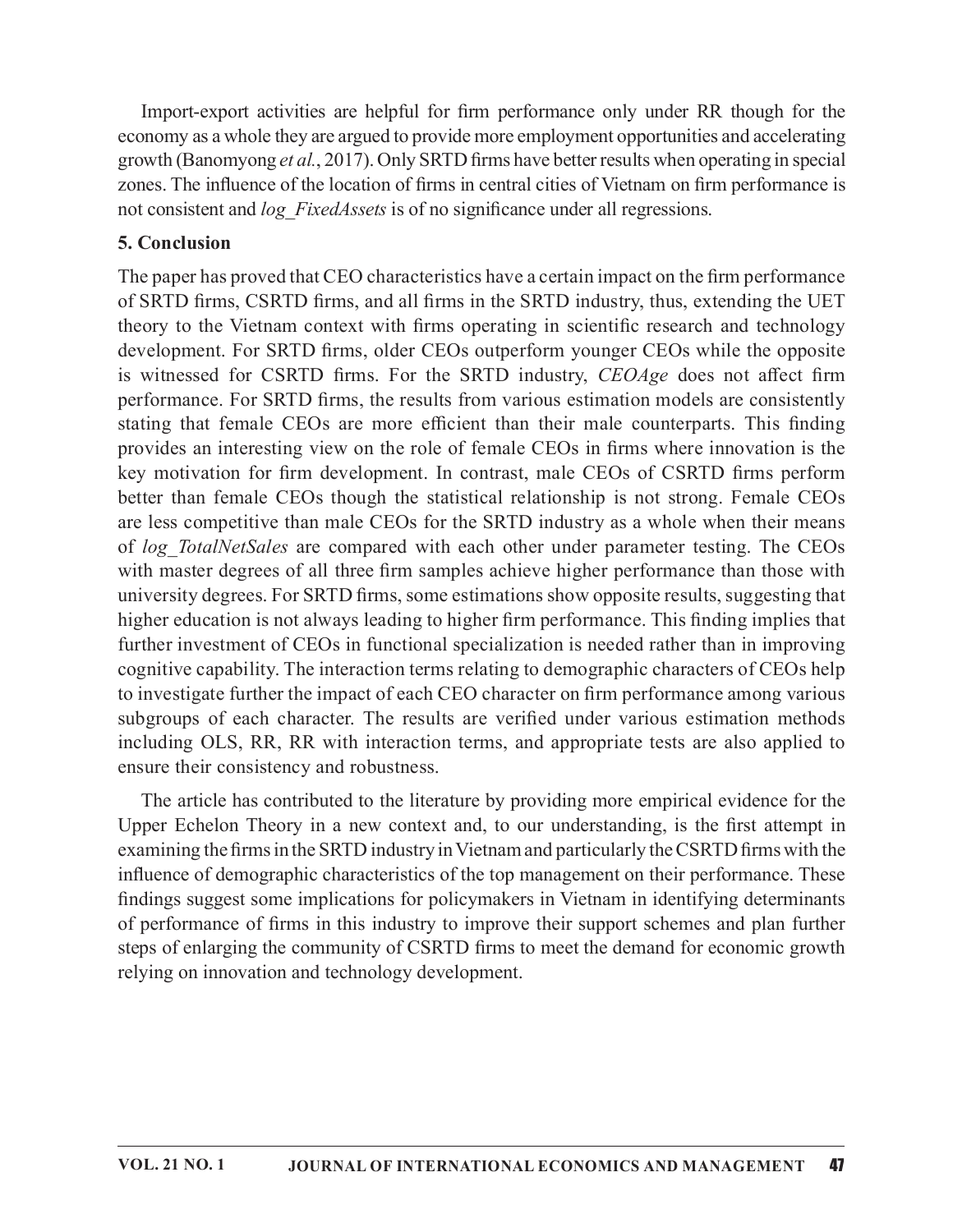Import-export activities are helpful for firm performance only under RR though for the economy as a whole they are argued to provide more employment opportunities and accelerating growth (Banomyong *et al.*, 2017). Only SRTD firms have better results when operating in special zones. The influence of the location of firms in central cities of Vietnam on firm performance is not consistent and *log_FixedAssets* is of no significance under all regressions.

## 5. Conclusion

The paper has proved that CEO characteristics have a certain impact on the firm performance of SRTD firms, CSRTD firms, and all firms in the SRTD industry, thus, extending the UET theory to the Vietnam context with firms operating in scientific research and technology development. For SRTD firms, older CEOs outperform younger CEOs while the opposite is witnessed for CSRTD firms. For the SRTD industry, *CEOAge* does not affect firm performance. For SRTD firms, the results from various estimation models are consistently stating that female CEOs are more efficient than their male counterparts. This finding provides an interesting view on the role of female CEOs in firms where innovation is the key motivation for firm development. In contrast, male CEOs of CSRTD firms perform better than female CEOs though the statistical relationship is not strong. Female CEOs are less competitive than male CEOs for the SRTD industry as a whole when their means of *log_TotalNetSales* are compared with each other under parameter testing. The CEOs with master degrees of all three firm samples achieve higher performance than those with university degrees. For SRTD firms, some estimations show opposite results, suggesting that higher education is not always leading to higher firm performance. This finding implies that further investment of CEOs in functional specialization is needed rather than in improving cognitive capability. The interaction terms relating to demographic characters of CEOs help to investigate further the impact of each CEO character on firm performance among various subgroups of each character. The results are verified under various estimation methods including OLS, RR, RR with interaction terms, and appropriate tests are also applied to ensure their consistency and robustness.

The article has contributed to the literature by providing more empirical evidence for the Upper Echelon Theory in a new context and, to our understanding, is the first attempt in examining the firms in the SRTD industry in Vietnam and particularly the CSRTD firms with the influence of demographic characteristics of the top management on their performance. These findings suggest some implications for policymakers in Vietnam in identifying determinants of performance of firms in this industry to improve their support schemes and plan further steps of enlarging the community of CSRTD firms to meet the demand for economic growth relying on innovation and technology development.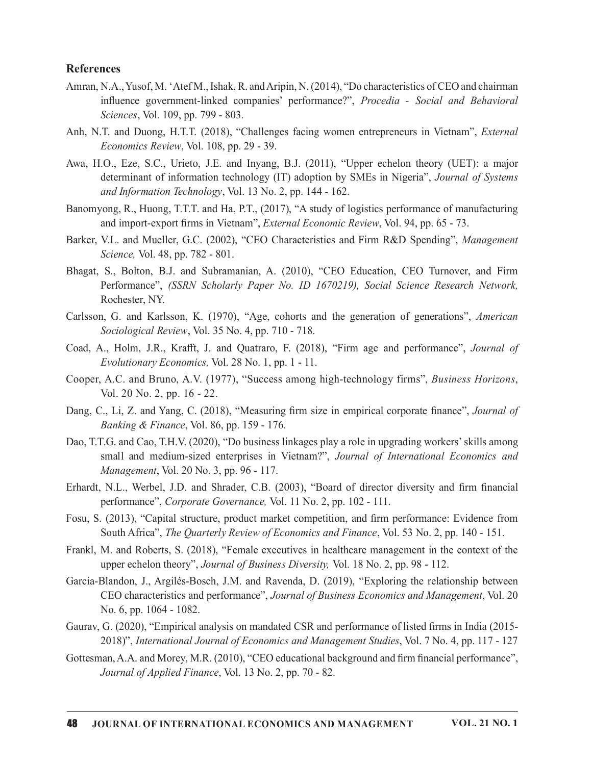## References

Amran, N.A., Yusof, M. 'Atef M., Ishak, R. and Aripin, N. (2014), "Do characteristics of CEO and chairman influence government-linked companies' performance?", *Procedia - Social and Behavioral Sciences*, Vol. 109, pp. 799 - 803.

Anh, N.T. and Duong, H.T.T. (2018), "Challenges facing women entrepreneurs in Vietnam", *External Economics Review*, Vol. 108, pp. 29 - 39.

Awa, H.O., Eze, S.C., Urieto, J.E. and Inyang, B.J. (2011), "Upper echelon theory (UET): a major determinant of information technology (IT) adoption by SMEs in Nigeria", *Journal of Systems and Information Technology*, Vol. 13 No. 2, pp. 144 - 162.

Banomyong, R., Huong, T.T.T. and Ha, P.T., (2017), "A study of logistics performance of manufacturing and import-export firms in Vietnam", *External Economic Review*, Vol. 94, pp. 65 - 73.

Barker, V.L. and Mueller, G.C. (2002), "CEO Characteristics and Firm R&D Spending", *Management Science,* Vol. 48, pp. 782 - 801.

Bhagat, S., Bolton, B.J. and Subramanian, A. (2010), "CEO Education, CEO Turnover, and Firm Performance", *(SSRN Scholarly Paper No. ID 1670219), Social Science Research Network,* Rochester, NY.

Carlsson, G. and Karlsson, K. (1970), "Age, cohorts and the generation of generations", *American Sociological Review*, Vol. 35 No. 4, pp. 710 - 718.

Coad, A., Holm, J.R., Krafft, J. and Quatraro, F. (2018), "Firm age and performance", *Journal of Evolutionary Economics,* Vol. 28 No. 1, pp. 1 - 11.

Cooper, A.C. and Bruno, A.V. (1977), "Success among high-technology firms", *Business Horizons*, Vol. 20 No. 2, pp. 16 - 22.

Dang, C., Li, Z. and Yang, C. (2018), "Measuring firm size in empirical corporate finance", *Journal of Banking & Finance*, Vol. 86, pp. 159 - 176.

Dao, T.T.G. and Cao, T.H.V. (2020), "Do business linkages play a role in upgrading workers' skills among small and medium-sized enterprises in Vietnam?", *Journal of International Economics and Management*, Vol. 20 No. 3, pp. 96 - 117.

Erhardt, N.L., Werbel, J.D. and Shrader, C.B. (2003), "Board of director diversity and firm financial performance", *Corporate Governance,* Vol. 11 No. 2, pp. 102 - 111.

Fosu, S. (2013), "Capital structure, product market competition, and firm performance: Evidence from South Africa", *The Quarterly Review of Economics and Finance*, Vol. 53 No. 2, pp. 140 - 151.

Frankl, M. and Roberts, S. (2018), "Female executives in healthcare management in the context of the upper echelon theory", *Journal of Business Diversity,* Vol. 18 No. 2, pp. 98 - 112.

Garcia-Blandon, J., Argilés-Bosch, J.M. and Ravenda, D. (2019), "Exploring the relationship between CEO characteristics and performance", *Journal of Business Economics and Management*, Vol. 20 No. 6, pp. 1064 - 1082.

Gaurav, G. (2020), "Empirical analysis on mandated CSR and performance of listed firms in India (2015-2018)", *International Journal of Economics and Management Studies*, Vol. 7 No. 4, pp. 117 - 127

Gottesman, A.A. and Morey, M.R. (2010), "CEO educational background and firm financial performance", *Journal of Applied Finance*, Vol. 13 No. 2, pp. 70 - 82.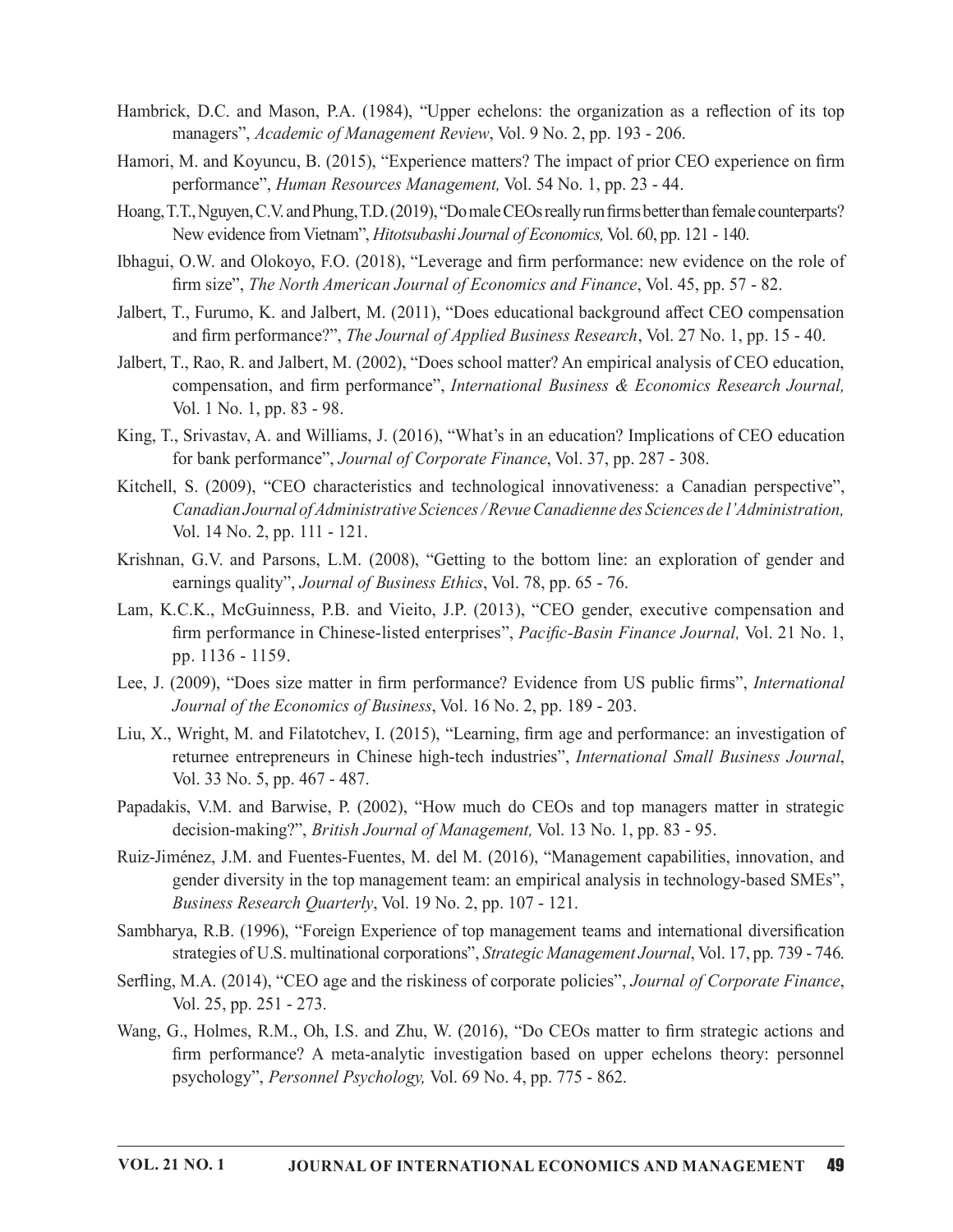Hambrick, D.C. and Mason, P.A. (1984), "Upper echelons: the organization as a reflection of its top managers", *Academic of Management Review*, Vol. 9 No. 2, pp. 193 - 206.

Hamori, M. and Koyuncu, B. (2015), "Experience matters? The impact of prior CEO experience on firm performance", *Human Resources Management,* Vol. 54 No. 1, pp. 23 - 44.

Hoang, T.T., Nguyen, C.V. and Phung, T.D. (2019), "Do male CEOs really run firms better than female counterparts? New evidence from Vietnam", *Hitotsubashi Journal of Economics,* Vol. 60, pp. 121 - 140.

Ibhagui, O.W. and Olokoyo, F.O. (2018), "Leverage and firm performance: new evidence on the role of firm size", *The North American Journal of Economics and Finance*, Vol. 45, pp. 57 - 82.

Jalbert, T., Furumo, K. and Jalbert, M. (2011), "Does educational background affect CEO compensation and firm performance?", *The Journal of Applied Business Research*, Vol. 27 No. 1, pp. 15 - 40.

Jalbert, T., Rao, R. and Jalbert, M. (2002), "Does school matter? An empirical analysis of CEO education, compensation, and firm performance", *International Business & Economics Research Journal,* Vol. 1 No. 1, pp. 83 - 98.

King, T., Srivastav, A. and Williams, J. (2016), "What's in an education? Implications of CEO education for bank performance", *Journal of Corporate Finance*, Vol. 37, pp. 287 - 308.

Kitchell, S. (2009), "CEO characteristics and technological innovativeness: a Canadian perspective", *Canadian Journal of Administrative Sciences / Revue Canadienne des Sciences de l'Administration,* Vol. 14 No. 2, pp. 111 - 121.

Krishnan, G.V. and Parsons, L.M. (2008), "Getting to the bottom line: an exploration of gender and earnings quality", *Journal of Business Ethics*, Vol. 78, pp. 65 - 76.

Lam, K.C.K., McGuinness, P.B. and Vieito, J.P. (2013), "CEO gender, executive compensation and firm performance in Chinese-listed enterprises", *Pacific-Basin Finance Journal,* Vol. 21 No. 1, pp. 1136 - 1159.

Lee, J. (2009), "Does size matter in firm performance? Evidence from US public firms", *International Journal of the Economics of Business*, Vol. 16 No. 2, pp. 189 - 203.

Liu, X., Wright, M. and Filatotchev, I. (2015), "Learning, firm age and performance: an investigation of returnee entrepreneurs in Chinese high-tech industries", *International Small Business Journal*, Vol. 33 No. 5, pp. 467 - 487.

Papadakis, V.M. and Barwise, P. (2002), "How much do CEOs and top managers matter in strategic decision-making?", *British Journal of Management,* Vol. 13 No. 1, pp. 83 - 95.

Ruiz-Jiménez, J.M. and Fuentes-Fuentes, M. del M. (2016), "Management capabilities, innovation, and gender diversity in the top management team: an empirical analysis in technology-based SMEs", *Business Research Quarterly*, Vol. 19 No. 2, pp. 107 - 121.

Sambharya, R.B. (1996), "Foreign Experience of top management teams and international diversification strategies of U.S. multinational corporations", *Strategic Management Journal*, Vol. 17, pp. 739 - 746.

Serfling, M.A. (2014), "CEO age and the riskiness of corporate policies", *Journal of Corporate Finance*, Vol. 25, pp. 251 - 273.

Wang, G., Holmes, R.M., Oh, I.S. and Zhu, W. (2016), "Do CEOs matter to firm strategic actions and firm performance? A meta-analytic investigation based on upper echelons theory: personnel psychology", *Personnel Psychology,* Vol. 69 No. 4, pp. 775 - 862.